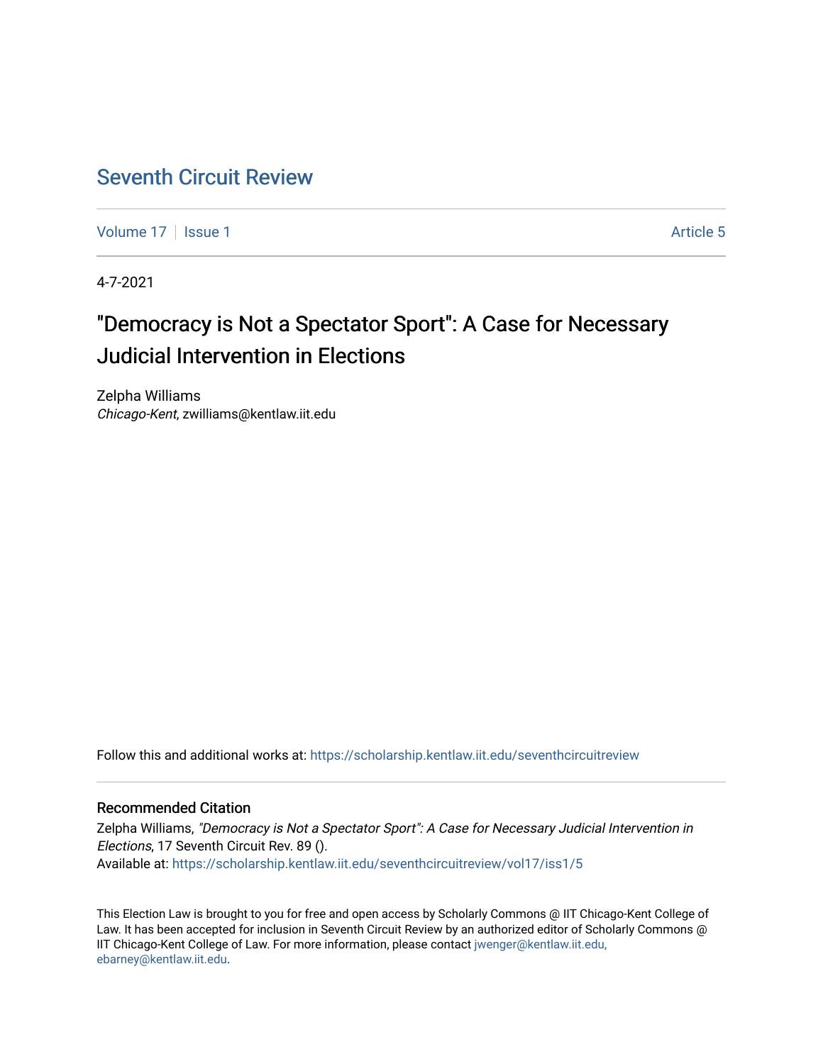# Seventh Circuit Review

Volume 17 | Issue 1 | Article 5

4-7-2021

## "Democracy is Not a Spectator Sport": A Case for Necessary Judicial Intervention in Elections

Zelpha Williams
*Chicago-Kent*, zwilliams@kentlaw.iit.edu

Follow this and additional works at: https://scholarship.kentlaw.iit.edu/seventhcircuitreview

### Recommended Citation

Zelpha Williams, *"Democracy is Not a Spectator Sport": A Case for Necessary Judicial Intervention in Elections*, 17 Seventh Circuit Rev. 89 ().
Available at: https://scholarship.kentlaw.iit.edu/seventhcircuitreview/vol17/iss1/5

This Election Law is brought to you for free and open access by Scholarly Commons @ IIT Chicago-Kent College of Law. It has been accepted for inclusion in Seventh Circuit Review by an authorized editor of Scholarly Commons @ IIT Chicago-Kent College of Law. For more information, please contact jwenger@kentlaw.iit.edu, ebarney@kentlaw.iit.edu.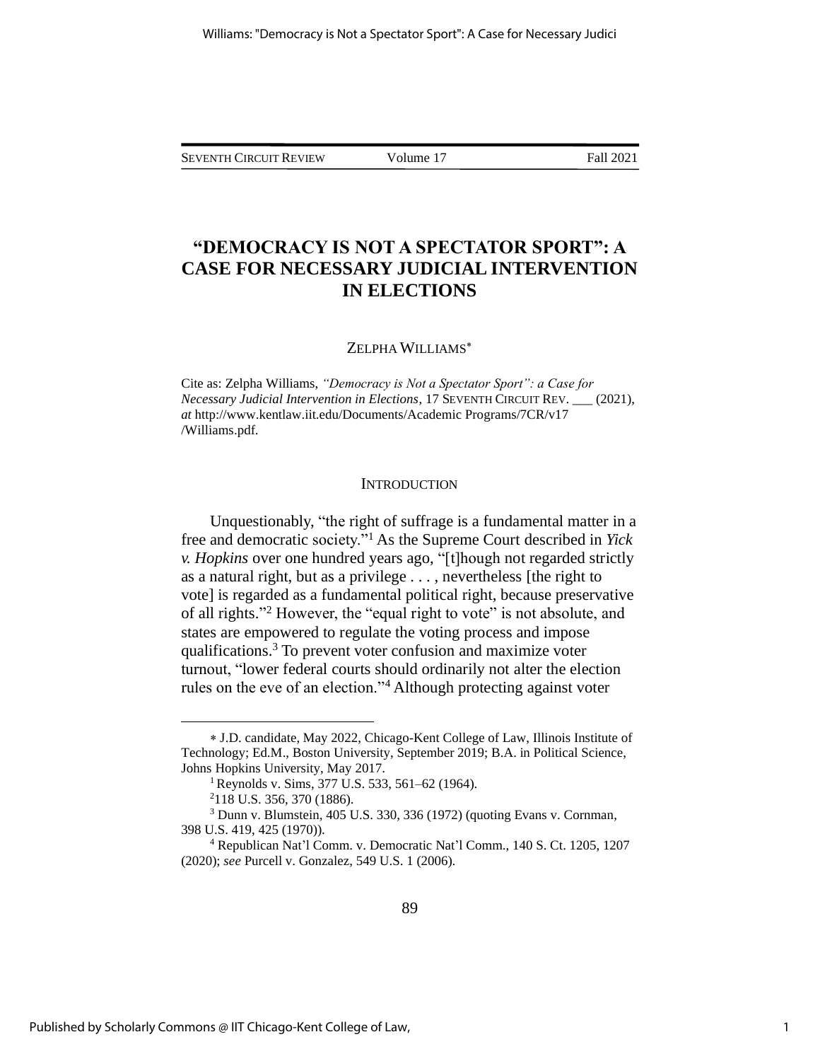# "DEMOCRACY IS NOT A SPECTATOR SPORT": A CASE FOR NECESSARY JUDICIAL INTERVENTION IN ELECTIONS

ZELPHA WILLIAMS*

Cite as: Zelpha Williams, *"Democracy is Not a Spectator Sport": a Case for Necessary Judicial Intervention in Elections*, 17 SEVENTH CIRCUIT REV. ___ (2021), *at* http://www.kentlaw.iit.edu/Documents/Academic Programs/7CR/v17 /Williams.pdf.

## INTRODUCTION

Unquestionably, "the right of suffrage is a fundamental matter in a free and democratic society."[1] As the Supreme Court described in *Yick v. Hopkins* over one hundred years ago, "[t]hough not regarded strictly as a natural right, but as a privilege . . . , nevertheless [the right to vote] is regarded as a fundamental political right, because preservative of all rights."[2] However, the "equal right to vote" is not absolute, and states are empowered to regulate the voting process and impose qualifications.[3] To prevent voter confusion and maximize voter turnout, "lower federal courts should ordinarily not alter the election rules on the eve of an election."[4] Although protecting against voter

---

* J.D. candidate, May 2022, Chicago-Kent College of Law, Illinois Institute of Technology; Ed.M., Boston University, September 2019; B.A. in Political Science, Johns Hopkins University, May 2017.

[1] Reynolds v. Sims, 377 U.S. 533, 561–62 (1964).

[2] 118 U.S. 356, 370 (1886).

[3] Dunn v. Blumstein, 405 U.S. 330, 336 (1972) (quoting Evans v. Cornman, 398 U.S. 419, 425 (1970)).

[4] Republican Nat'l Comm. v. Democratic Nat'l Comm., 140 S. Ct. 1205, 1207 (2020); *see* Purcell v. Gonzalez, 549 U.S. 1 (2006).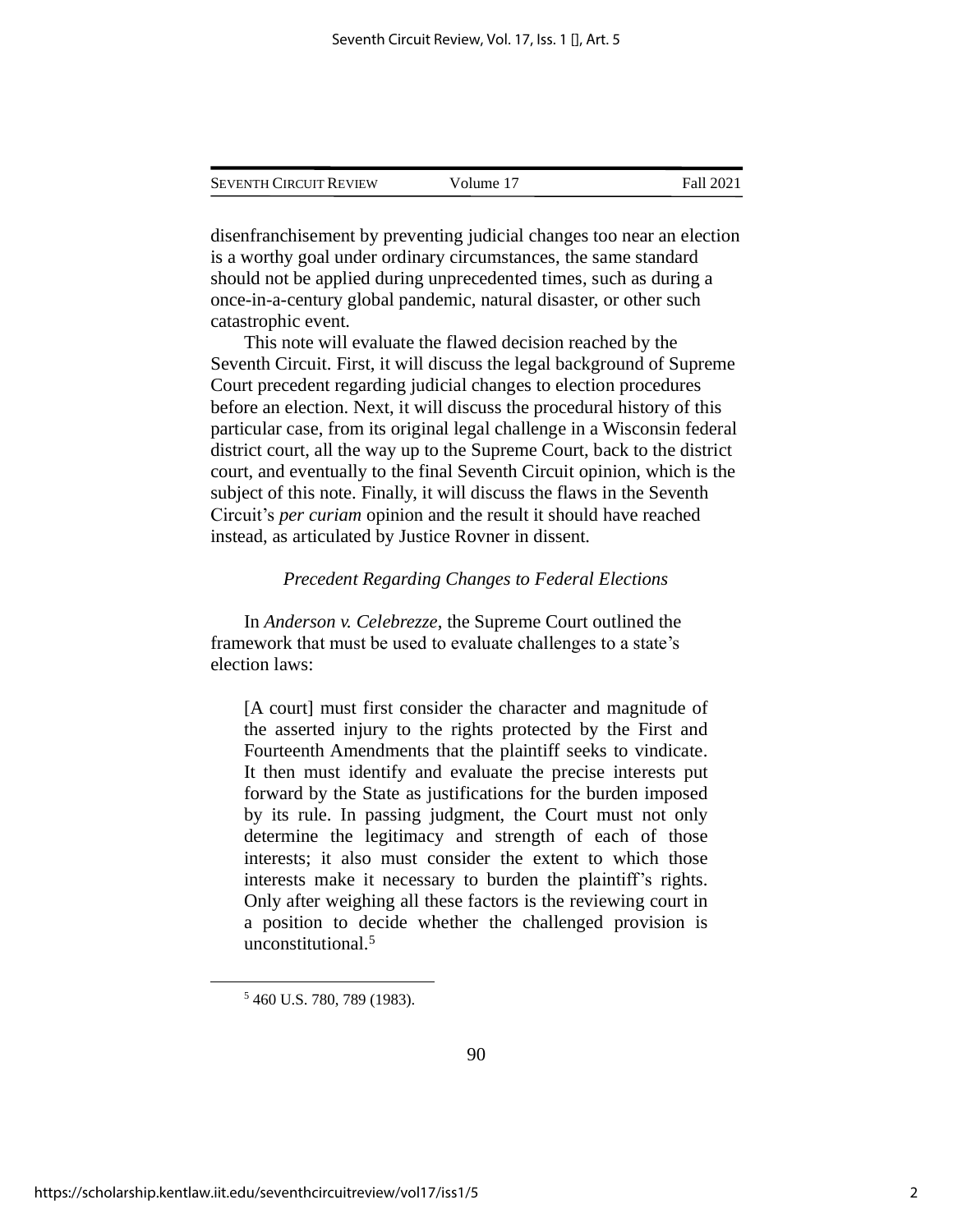disenfranchisement by preventing judicial changes too near an election is a worthy goal under ordinary circumstances, the same standard should not be applied during unprecedented times, such as during a once-in-a-century global pandemic, natural disaster, or other such catastrophic event.

This note will evaluate the flawed decision reached by the Seventh Circuit. First, it will discuss the legal background of Supreme Court precedent regarding judicial changes to election procedures before an election. Next, it will discuss the procedural history of this particular case, from its original legal challenge in a Wisconsin federal district court, all the way up to the Supreme Court, back to the district court, and eventually to the final Seventh Circuit opinion, which is the subject of this note. Finally, it will discuss the flaws in the Seventh Circuit's *per curiam* opinion and the result it should have reached instead, as articulated by Justice Rovner in dissent.

### *Precedent Regarding Changes to Federal Elections*

In *Anderson v. Celebrezze*, the Supreme Court outlined the framework that must be used to evaluate challenges to a state's election laws:

> [A court] must first consider the character and magnitude of the asserted injury to the rights protected by the First and Fourteenth Amendments that the plaintiff seeks to vindicate. It then must identify and evaluate the precise interests put forward by the State as justifications for the burden imposed by its rule. In passing judgment, the Court must not only determine the legitimacy and strength of each of those interests; it also must consider the extent to which those interests make it necessary to burden the plaintiff's rights. Only after weighing all these factors is the reviewing court in a position to decide whether the challenged provision is unconstitutional.[5]

---

[5] 460 U.S. 780, 789 (1983).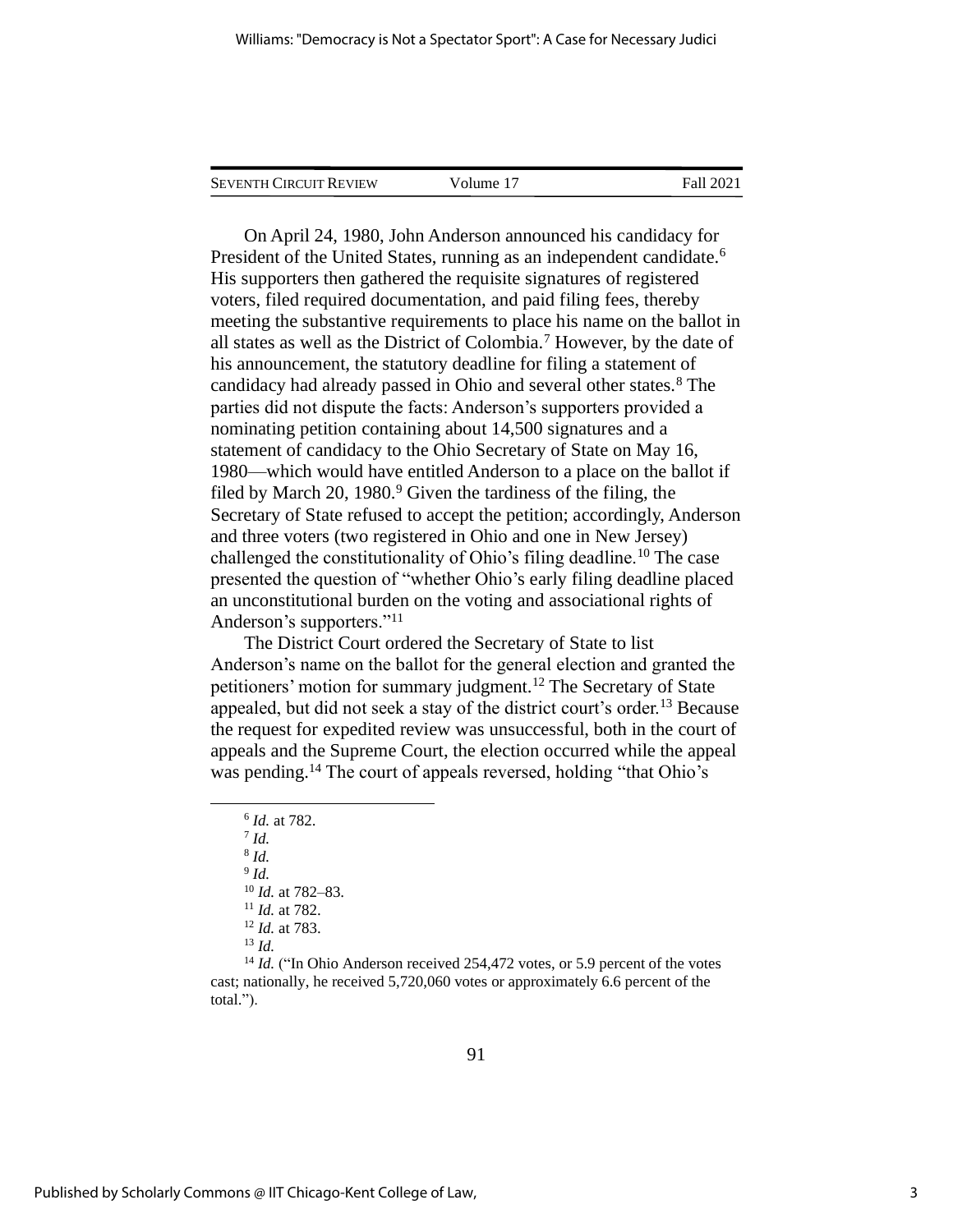On April 24, 1980, John Anderson announced his candidacy for President of the United States, running as an independent candidate.[6] His supporters then gathered the requisite signatures of registered voters, filed required documentation, and paid filing fees, thereby meeting the substantive requirements to place his name on the ballot in all states as well as the District of Colombia.[7] However, by the date of his announcement, the statutory deadline for filing a statement of candidacy had already passed in Ohio and several other states.[8] The parties did not dispute the facts: Anderson's supporters provided a nominating petition containing about 14,500 signatures and a statement of candidacy to the Ohio Secretary of State on May 16, 1980—which would have entitled Anderson to a place on the ballot if filed by March 20, 1980.[9] Given the tardiness of the filing, the Secretary of State refused to accept the petition; accordingly, Anderson and three voters (two registered in Ohio and one in New Jersey) challenged the constitutionality of Ohio's filing deadline.[10] The case presented the question of "whether Ohio's early filing deadline placed an unconstitutional burden on the voting and associational rights of Anderson's supporters."[11]

The District Court ordered the Secretary of State to list Anderson's name on the ballot for the general election and granted the petitioners' motion for summary judgment.[12] The Secretary of State appealed, but did not seek a stay of the district court's order.[13] Because the request for expedited review was unsuccessful, both in the court of appeals and the Supreme Court, the election occurred while the appeal was pending.[14] The court of appeals reversed, holding "that Ohio's

---

[6] *Id.* at 782.

[7] *Id.*

[8] *Id.*

[9] *Id.*

[10] *Id.* at 782–83.

[11] *Id.* at 782.

[12] *Id.* at 783.

[13] *Id.*

[14] *Id.* ("In Ohio Anderson received 254,472 votes, or 5.9 percent of the votes cast; nationally, he received 5,720,060 votes or approximately 6.6 percent of the total.").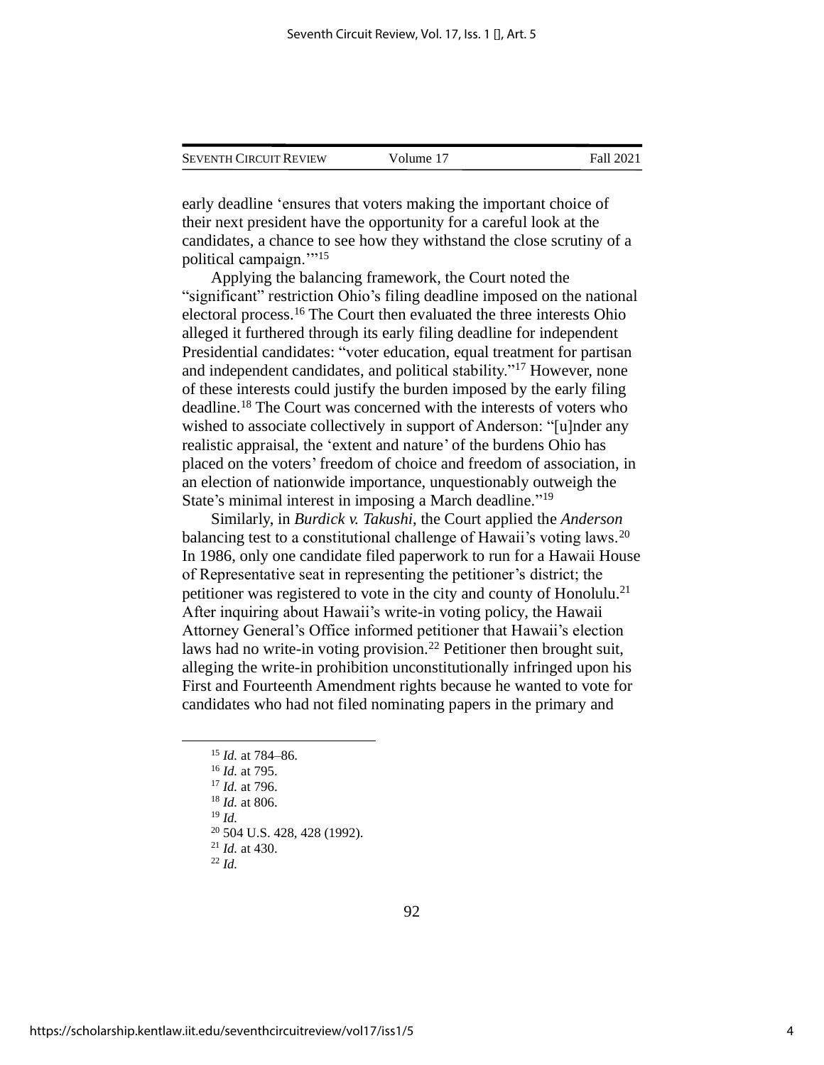early deadline 'ensures that voters making the important choice of their next president have the opportunity for a careful look at the candidates, a chance to see how they withstand the close scrutiny of a political campaign.'"[15]

Applying the balancing framework, the Court noted the "significant" restriction Ohio's filing deadline imposed on the national electoral process.[16] The Court then evaluated the three interests Ohio alleged it furthered through its early filing deadline for independent Presidential candidates: "voter education, equal treatment for partisan and independent candidates, and political stability."[17] However, none of these interests could justify the burden imposed by the early filing deadline.[18] The Court was concerned with the interests of voters who wished to associate collectively in support of Anderson: "[u]nder any realistic appraisal, the 'extent and nature' of the burdens Ohio has placed on the voters' freedom of choice and freedom of association, in an election of nationwide importance, unquestionably outweigh the State's minimal interest in imposing a March deadline."[19]

Similarly, in *Burdick v. Takushi*, the Court applied the *Anderson* balancing test to a constitutional challenge of Hawaii's voting laws.[20] In 1986, only one candidate filed paperwork to run for a Hawaii House of Representative seat in representing the petitioner's district; the petitioner was registered to vote in the city and county of Honolulu.[21] After inquiring about Hawaii's write-in voting policy, the Hawaii Attorney General's Office informed petitioner that Hawaii's election laws had no write-in voting provision.[22] Petitioner then brought suit, alleging the write-in prohibition unconstitutionally infringed upon his First and Fourteenth Amendment rights because he wanted to vote for candidates who had not filed nominating papers in the primary and

---

[15] *Id.* at 784–86.

[16] *Id.* at 795.

[17] *Id.* at 796.

[18] *Id.* at 806.

[19] *Id.*

[20] 504 U.S. 428, 428 (1992).

[21] *Id.* at 430.

[22] *Id.*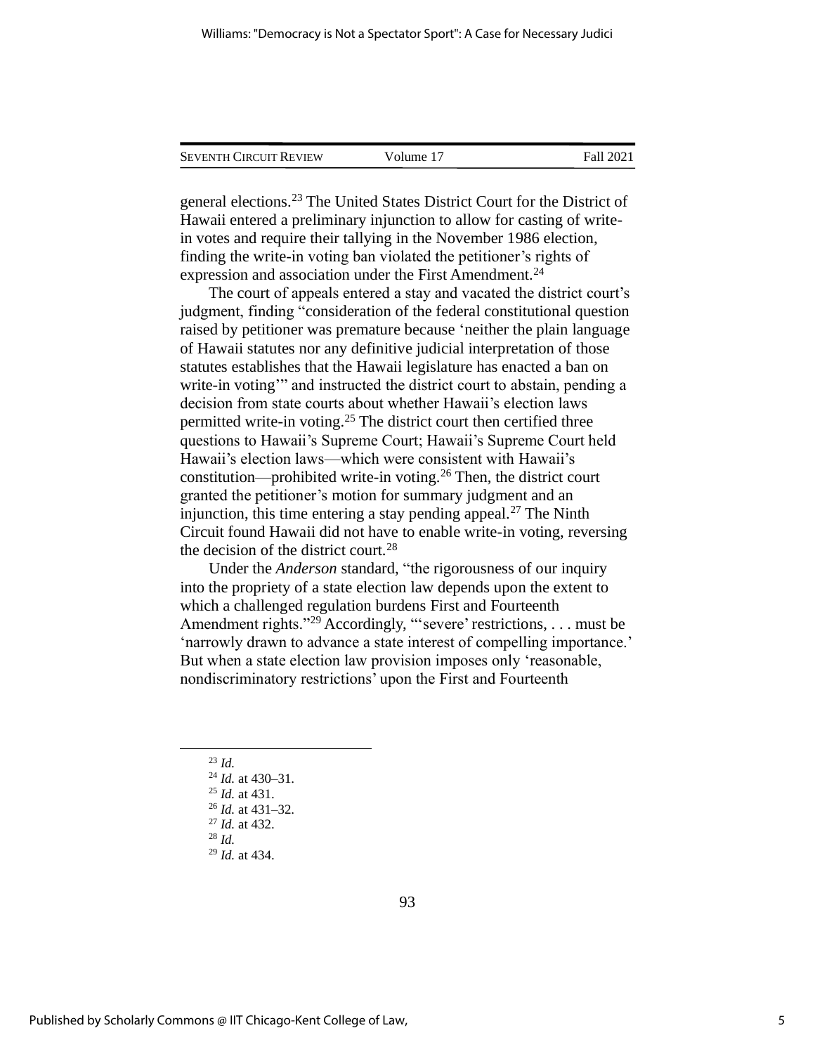general elections.[23] The United States District Court for the District of Hawaii entered a preliminary injunction to allow for casting of write-in votes and require their tallying in the November 1986 election, finding the write-in voting ban violated the petitioner's rights of expression and association under the First Amendment.[24]

The court of appeals entered a stay and vacated the district court's judgment, finding "consideration of the federal constitutional question raised by petitioner was premature because 'neither the plain language of Hawaii statutes nor any definitive judicial interpretation of those statutes establishes that the Hawaii legislature has enacted a ban on write-in voting'" and instructed the district court to abstain, pending a decision from state courts about whether Hawaii's election laws permitted write-in voting.[25] The district court then certified three questions to Hawaii's Supreme Court; Hawaii's Supreme Court held Hawaii's election laws—which were consistent with Hawaii's constitution—prohibited write-in voting.[26] Then, the district court granted the petitioner's motion for summary judgment and an injunction, this time entering a stay pending appeal.[27] The Ninth Circuit found Hawaii did not have to enable write-in voting, reversing the decision of the district court.[28]

Under the *Anderson* standard, "the rigorousness of our inquiry into the propriety of a state election law depends upon the extent to which a challenged regulation burdens First and Fourteenth Amendment rights."[29] Accordingly, "'severe' restrictions, . . . must be 'narrowly drawn to advance a state interest of compelling importance.' But when a state election law provision imposes only 'reasonable, nondiscriminatory restrictions' upon the First and Fourteenth

---

[23] *Id.*

[24] *Id.* at 430–31.

[25] *Id.* at 431.

[26] *Id.* at 431–32.

[27] *Id.* at 432.

[28] *Id.*

[29] *Id.* at 434.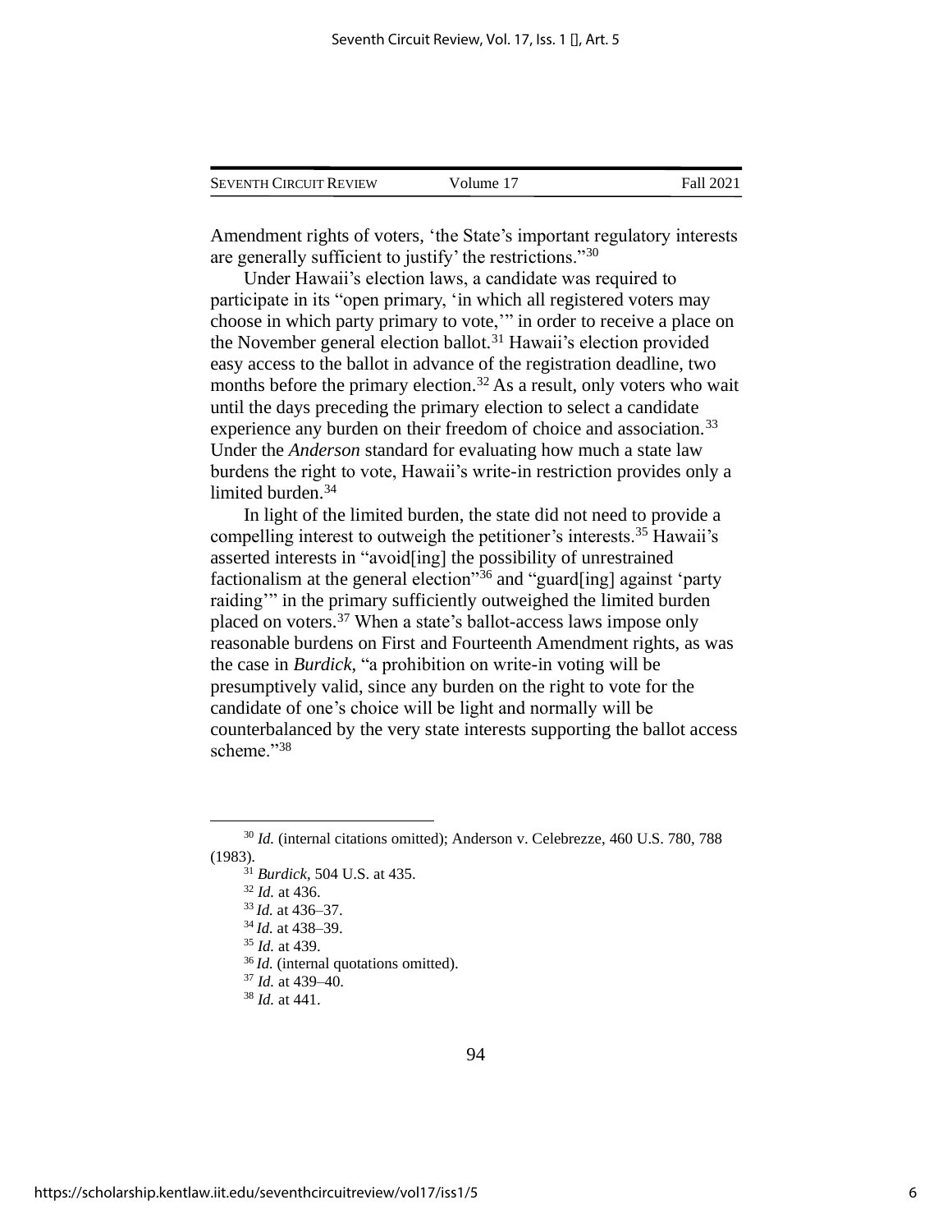Amendment rights of voters, 'the State's important regulatory interests are generally sufficient to justify' the restrictions."[30]

Under Hawaii's election laws, a candidate was required to participate in its "open primary, 'in which all registered voters may choose in which party primary to vote,'" in order to receive a place on the November general election ballot.[31] Hawaii's election provided easy access to the ballot in advance of the registration deadline, two months before the primary election.[32] As a result, only voters who wait until the days preceding the primary election to select a candidate experience any burden on their freedom of choice and association.[33] Under the *Anderson* standard for evaluating how much a state law burdens the right to vote, Hawaii's write-in restriction provides only a limited burden.[34]

In light of the limited burden, the state did not need to provide a compelling interest to outweigh the petitioner's interests.[35] Hawaii's asserted interests in "avoid[ing] the possibility of unrestrained factionalism at the general election"[36] and "guard[ing] against 'party raiding'" in the primary sufficiently outweighed the limited burden placed on voters.[37] When a state's ballot-access laws impose only reasonable burdens on First and Fourteenth Amendment rights, as was the case in *Burdick*, "a prohibition on write-in voting will be presumptively valid, since any burden on the right to vote for the candidate of one's choice will be light and normally will be counterbalanced by the very state interests supporting the ballot access scheme."[38]

---

[30] *Id.* (internal citations omitted); Anderson v. Celebrezze, 460 U.S. 780, 788 (1983).

[31] *Burdick*, 504 U.S. at 435.

[32] *Id.* at 436.

[33] *Id.* at 436–37.

[34] *Id.* at 438–39.

[35] *Id.* at 439.

[36] *Id.* (internal quotations omitted).

[37] *Id.* at 439–40.

[38] *Id.* at 441.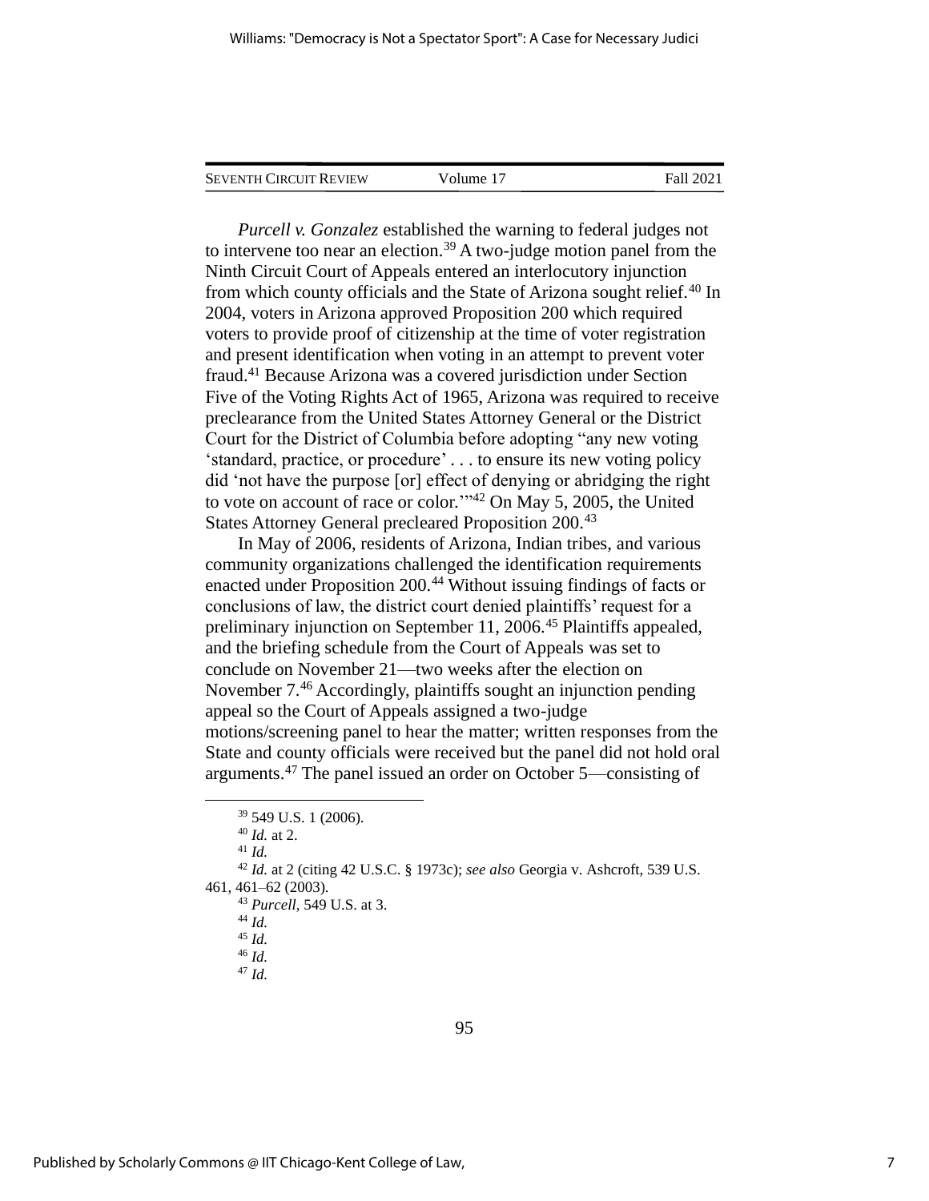*Purcell v. Gonzalez* established the warning to federal judges not to intervene too near an election.[39] A two-judge motion panel from the Ninth Circuit Court of Appeals entered an interlocutory injunction from which county officials and the State of Arizona sought relief.[40] In 2004, voters in Arizona approved Proposition 200 which required voters to provide proof of citizenship at the time of voter registration and present identification when voting in an attempt to prevent voter fraud.[41] Because Arizona was a covered jurisdiction under Section Five of the Voting Rights Act of 1965, Arizona was required to receive preclearance from the United States Attorney General or the District Court for the District of Columbia before adopting "any new voting 'standard, practice, or procedure' . . . to ensure its new voting policy did 'not have the purpose [or] effect of denying or abridging the right to vote on account of race or color.'"[42] On May 5, 2005, the United States Attorney General precleared Proposition 200.[43]

In May of 2006, residents of Arizona, Indian tribes, and various community organizations challenged the identification requirements enacted under Proposition 200.[44] Without issuing findings of facts or conclusions of law, the district court denied plaintiffs' request for a preliminary injunction on September 11, 2006.[45] Plaintiffs appealed, and the briefing schedule from the Court of Appeals was set to conclude on November 21—two weeks after the election on November 7.[46] Accordingly, plaintiffs sought an injunction pending appeal so the Court of Appeals assigned a two-judge motions/screening panel to hear the matter; written responses from the State and county officials were received but the panel did not hold oral arguments.[47] The panel issued an order on October 5—consisting of

---

[39] 549 U.S. 1 (2006).

[40] *Id.* at 2.

[41] *Id.*

[42] *Id.* at 2 (citing 42 U.S.C. § 1973c); *see also* Georgia v. Ashcroft, 539 U.S. 461, 461–62 (2003).

[43] *Purcell*, 549 U.S. at 3.

[44] *Id.*

[45] *Id.*

[46] *Id.*

[47] *Id.*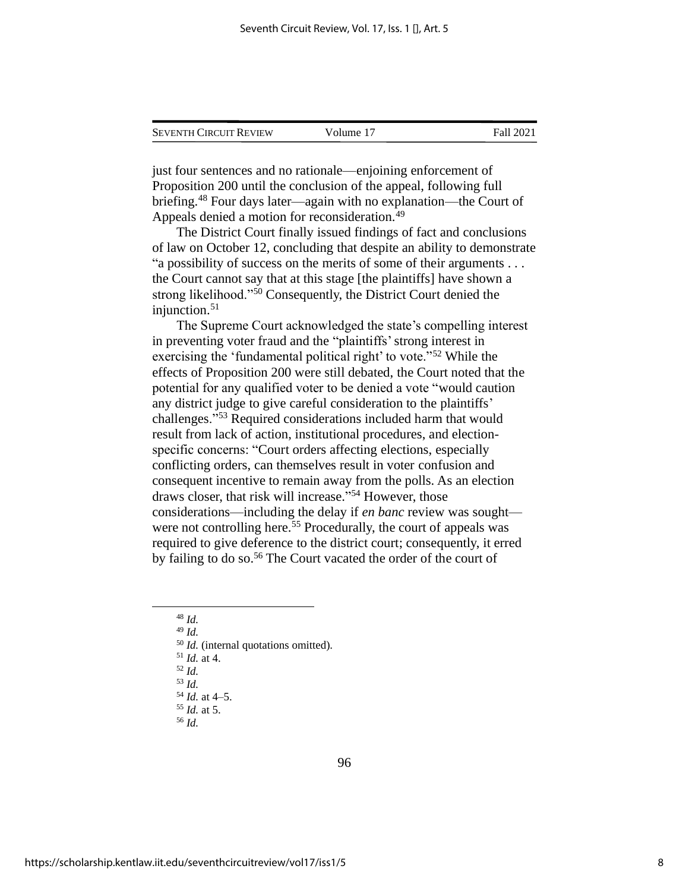just four sentences and no rationale—enjoining enforcement of Proposition 200 until the conclusion of the appeal, following full briefing.[48] Four days later—again with no explanation—the Court of Appeals denied a motion for reconsideration.[49]

The District Court finally issued findings of fact and conclusions of law on October 12, concluding that despite an ability to demonstrate "a possibility of success on the merits of some of their arguments . . . the Court cannot say that at this stage [the plaintiffs] have shown a strong likelihood."[50] Consequently, the District Court denied the injunction.[51]

The Supreme Court acknowledged the state's compelling interest in preventing voter fraud and the "plaintiffs' strong interest in exercising the 'fundamental political right' to vote."[52] While the effects of Proposition 200 were still debated, the Court noted that the potential for any qualified voter to be denied a vote "would caution any district judge to give careful consideration to the plaintiffs' challenges."[53] Required considerations included harm that would result from lack of action, institutional procedures, and election-specific concerns: "Court orders affecting elections, especially conflicting orders, can themselves result in voter confusion and consequent incentive to remain away from the polls. As an election draws closer, that risk will increase."[54] However, those considerations—including the delay if *en banc* review was sought—were not controlling here.[55] Procedurally, the court of appeals was required to give deference to the district court; consequently, it erred by failing to do so.[56] The Court vacated the order of the court of

---

[48] *Id.*

[49] *Id.*

[50] *Id.* (internal quotations omitted).

[51] *Id.* at 4.

[52] *Id.*

[53] *Id.*

[54] *Id.* at 4–5.

[55] *Id.* at 5.

[56] *Id.*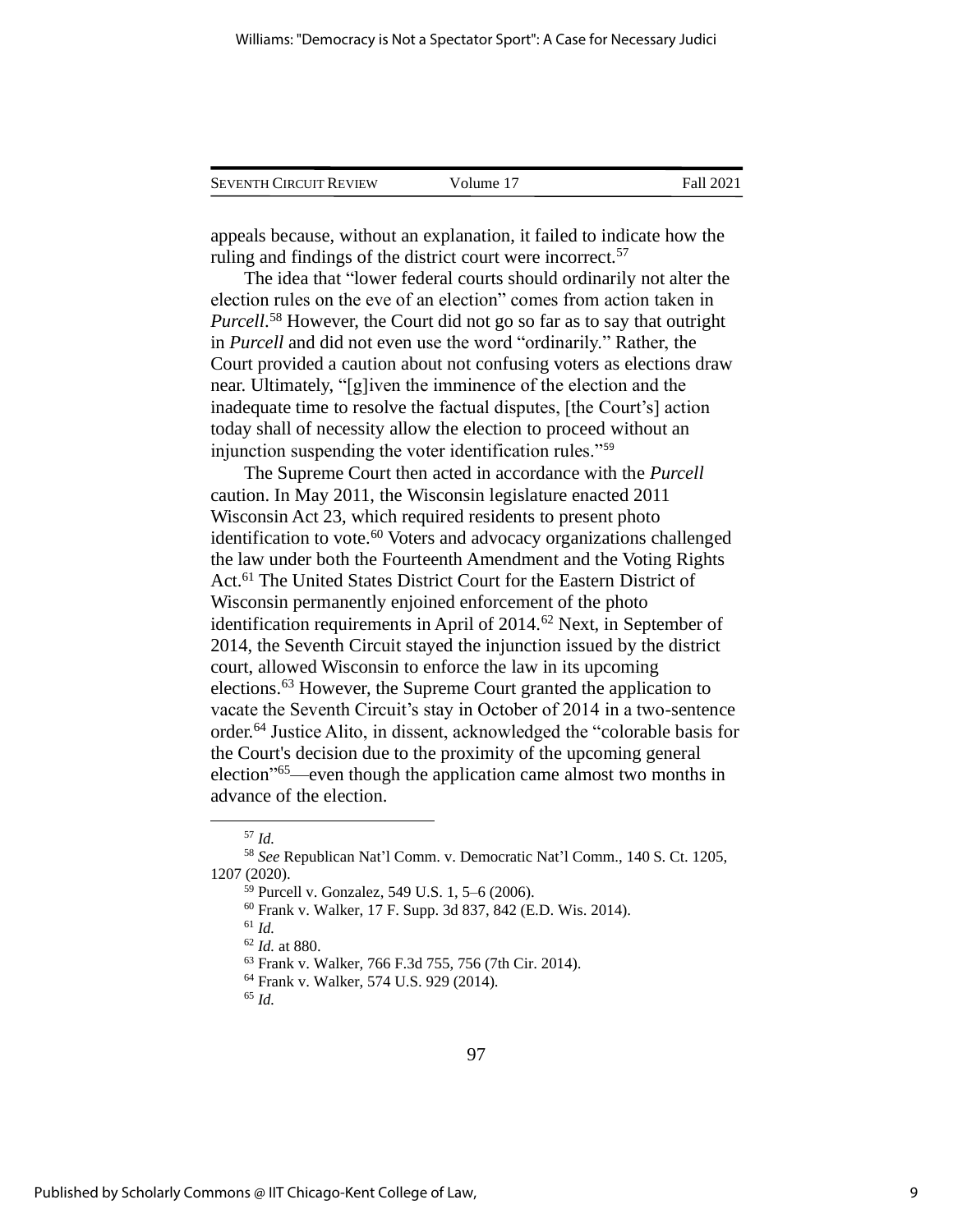appeals because, without an explanation, it failed to indicate how the ruling and findings of the district court were incorrect.[57]

The idea that "lower federal courts should ordinarily not alter the election rules on the eve of an election" comes from action taken in *Purcell*.[58] However, the Court did not go so far as to say that outright in *Purcell* and did not even use the word "ordinarily." Rather, the Court provided a caution about not confusing voters as elections draw near. Ultimately, "[g]iven the imminence of the election and the inadequate time to resolve the factual disputes, [the Court's] action today shall of necessity allow the election to proceed without an injunction suspending the voter identification rules."[59]

The Supreme Court then acted in accordance with the *Purcell* caution. In May 2011, the Wisconsin legislature enacted 2011 Wisconsin Act 23, which required residents to present photo identification to vote.[60] Voters and advocacy organizations challenged the law under both the Fourteenth Amendment and the Voting Rights Act.[61] The United States District Court for the Eastern District of Wisconsin permanently enjoined enforcement of the photo identification requirements in April of 2014.[62] Next, in September of 2014, the Seventh Circuit stayed the injunction issued by the district court, allowed Wisconsin to enforce the law in its upcoming elections.[63] However, the Supreme Court granted the application to vacate the Seventh Circuit's stay in October of 2014 in a two-sentence order.[64] Justice Alito, in dissent, acknowledged the "colorable basis for the Court's decision due to the proximity of the upcoming general election"[65]—even though the application came almost two months in advance of the election.

---

[57] *Id.*

[58] *See* Republican Nat'l Comm. v. Democratic Nat'l Comm., 140 S. Ct. 1205, 1207 (2020).

[59] Purcell v. Gonzalez, 549 U.S. 1, 5–6 (2006).

[60] Frank v. Walker, 17 F. Supp. 3d 837, 842 (E.D. Wis. 2014).

[61] *Id.*

[62] *Id.* at 880.

[63] Frank v. Walker, 766 F.3d 755, 756 (7th Cir. 2014).

[64] Frank v. Walker, 574 U.S. 929 (2014).

[65] *Id.*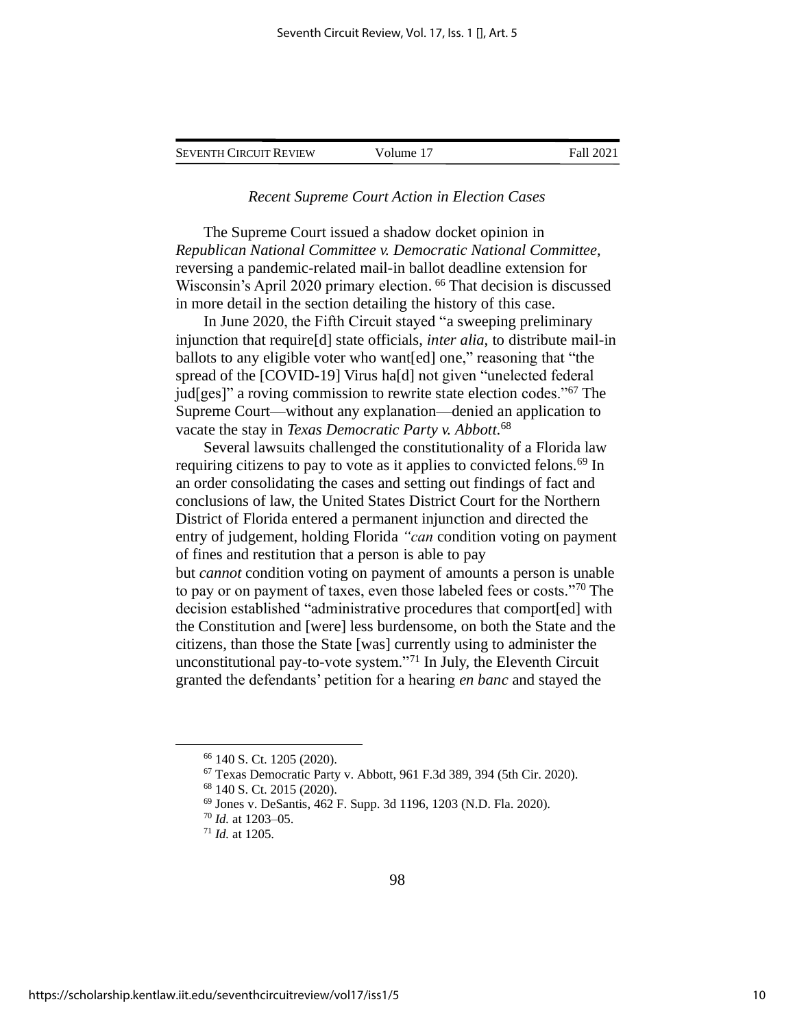*Recent Supreme Court Action in Election Cases*

The Supreme Court issued a shadow docket opinion in *Republican National Committee v. Democratic National Committee*, reversing a pandemic-related mail-in ballot deadline extension for Wisconsin's April 2020 primary election. [66] That decision is discussed in more detail in the section detailing the history of this case.

In June 2020, the Fifth Circuit stayed "a sweeping preliminary injunction that require[d] state officials, *inter alia*, to distribute mail-in ballots to any eligible voter who want[ed] one," reasoning that "the spread of the [COVID-19] Virus ha[d] not given "unelected federal jud[ges]" a roving commission to rewrite state election codes."[67] The Supreme Court—without any explanation—denied an application to vacate the stay in *Texas Democratic Party v. Abbott*.[68]

Several lawsuits challenged the constitutionality of a Florida law requiring citizens to pay to vote as it applies to convicted felons.[69] In an order consolidating the cases and setting out findings of fact and conclusions of law, the United States District Court for the Northern District of Florida entered a permanent injunction and directed the entry of judgement, holding Florida *"can* condition voting on payment of fines and restitution that a person is able to pay but *cannot* condition voting on payment of amounts a person is unable to pay or on payment of taxes, even those labeled fees or costs."[70] The decision established "administrative procedures that comport[ed] with the Constitution and [were] less burdensome, on both the State and the citizens, than those the State [was] currently using to administer the unconstitutional pay-to-vote system."[71] In July, the Eleventh Circuit granted the defendants' petition for a hearing *en banc* and stayed the

---

[66] 140 S. Ct. 1205 (2020).

[67] Texas Democratic Party v. Abbott, 961 F.3d 389, 394 (5th Cir. 2020).

[68] 140 S. Ct. 2015 (2020).

[69] Jones v. DeSantis, 462 F. Supp. 3d 1196, 1203 (N.D. Fla. 2020).

[70] *Id.* at 1203–05.

[71] *Id.* at 1205.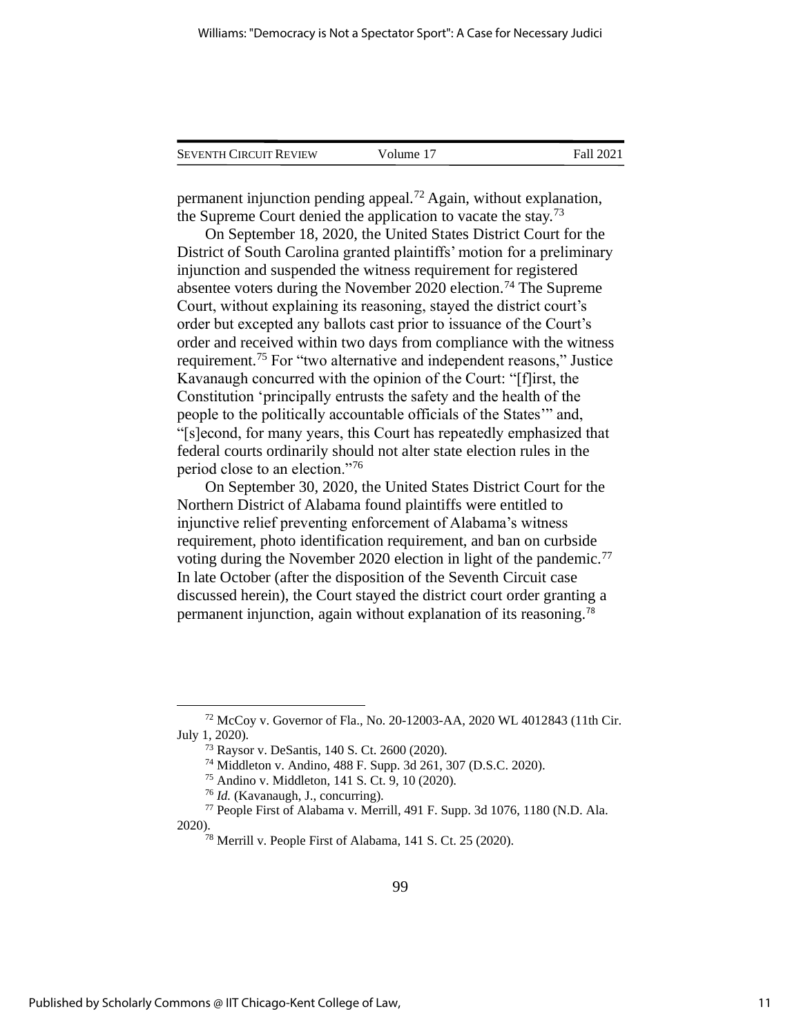permanent injunction pending appeal.[72] Again, without explanation, the Supreme Court denied the application to vacate the stay.[73]

On September 18, 2020, the United States District Court for the District of South Carolina granted plaintiffs' motion for a preliminary injunction and suspended the witness requirement for registered absentee voters during the November 2020 election.[74] The Supreme Court, without explaining its reasoning, stayed the district court's order but excepted any ballots cast prior to issuance of the Court's order and received within two days from compliance with the witness requirement.[75] For "two alternative and independent reasons," Justice Kavanaugh concurred with the opinion of the Court: "[f]irst, the Constitution 'principally entrusts the safety and the health of the people to the politically accountable officials of the States'" and, "[s]econd, for many years, this Court has repeatedly emphasized that federal courts ordinarily should not alter state election rules in the period close to an election."[76]

On September 30, 2020, the United States District Court for the Northern District of Alabama found plaintiffs were entitled to injunctive relief preventing enforcement of Alabama's witness requirement, photo identification requirement, and ban on curbside voting during the November 2020 election in light of the pandemic.[77] In late October (after the disposition of the Seventh Circuit case discussed herein), the Court stayed the district court order granting a permanent injunction, again without explanation of its reasoning.[78]

---

[72] McCoy v. Governor of Fla., No. 20-12003-AA, 2020 WL 4012843 (11th Cir. July 1, 2020).

[73] Raysor v. DeSantis, 140 S. Ct. 2600 (2020).

[74] Middleton v. Andino, 488 F. Supp. 3d 261, 307 (D.S.C. 2020).

[75] Andino v. Middleton, 141 S. Ct. 9, 10 (2020).

[76] *Id.* (Kavanaugh, J., concurring).

[77] People First of Alabama v. Merrill, 491 F. Supp. 3d 1076, 1180 (N.D. Ala. 2020).

[78] Merrill v. People First of Alabama, 141 S. Ct. 25 (2020).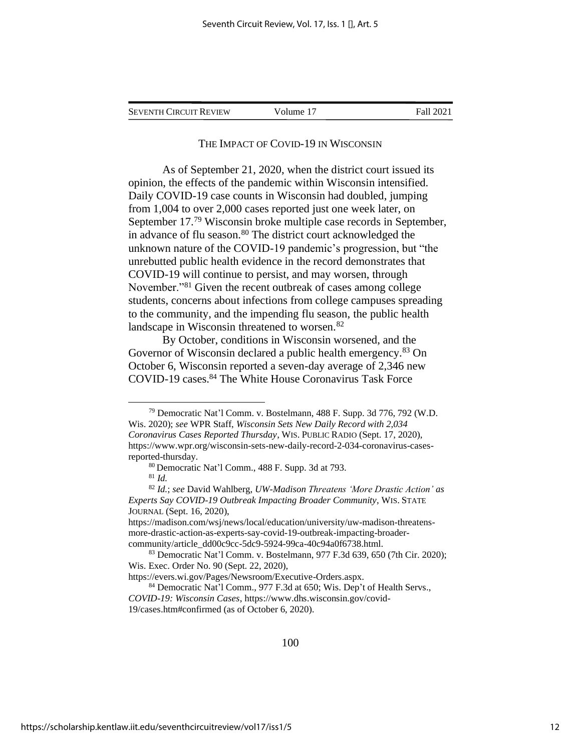THE IMPACT OF COVID-19 IN WISCONSIN

As of September 21, 2020, when the district court issued its opinion, the effects of the pandemic within Wisconsin intensified. Daily COVID-19 case counts in Wisconsin had doubled, jumping from 1,004 to over 2,000 cases reported just one week later, on September 17.[79] Wisconsin broke multiple case records in September, in advance of flu season.[80] The district court acknowledged the unknown nature of the COVID-19 pandemic's progression, but "the unrebutted public health evidence in the record demonstrates that COVID-19 will continue to persist, and may worsen, through November."[81] Given the recent outbreak of cases among college students, concerns about infections from college campuses spreading to the community, and the impending flu season, the public health landscape in Wisconsin threatened to worsen.[82]

By October, conditions in Wisconsin worsened, and the Governor of Wisconsin declared a public health emergency.[83] On October 6, Wisconsin reported a seven-day average of 2,346 new COVID-19 cases.[84] The White House Coronavirus Task Force

---

[79] Democratic Nat'l Comm. v. Bostelmann, 488 F. Supp. 3d 776, 792 (W.D. Wis. 2020); *see* WPR Staff, *Wisconsin Sets New Daily Record with 2,034 Coronavirus Cases Reported Thursday*, WIS. PUBLIC RADIO (Sept. 17, 2020), https://www.wpr.org/wisconsin-sets-new-daily-record-2-034-coronavirus-cases-reported-thursday.

[80] Democratic Nat'l Comm., 488 F. Supp. 3d at 793.

[81] *Id.*

[82] *Id.*; *see* David Wahlberg, *UW-Madison Threatens 'More Drastic Action' as Experts Say COVID-19 Outbreak Impacting Broader Community*, WIS. STATE JOURNAL (Sept. 16, 2020), https://madison.com/wsj/news/local/education/university/uw-madison-threatens-more-drastic-action-as-experts-say-covid-19-outbreak-impacting-broader-community/article_dd00c9cc-5dc9-5924-99ca-40c94a0f6738.html.

[83] Democratic Nat'l Comm. v. Bostelmann, 977 F.3d 639, 650 (7th Cir. 2020); Wis. Exec. Order No. 90 (Sept. 22, 2020), https://evers.wi.gov/Pages/Newsroom/Executive-Orders.aspx.

[84] Democratic Nat'l Comm., 977 F.3d at 650; Wis. Dep't of Health Servs., *COVID-19: Wisconsin Cases*, https://www.dhs.wisconsin.gov/covid-19/cases.htm#confirmed (as of October 6, 2020).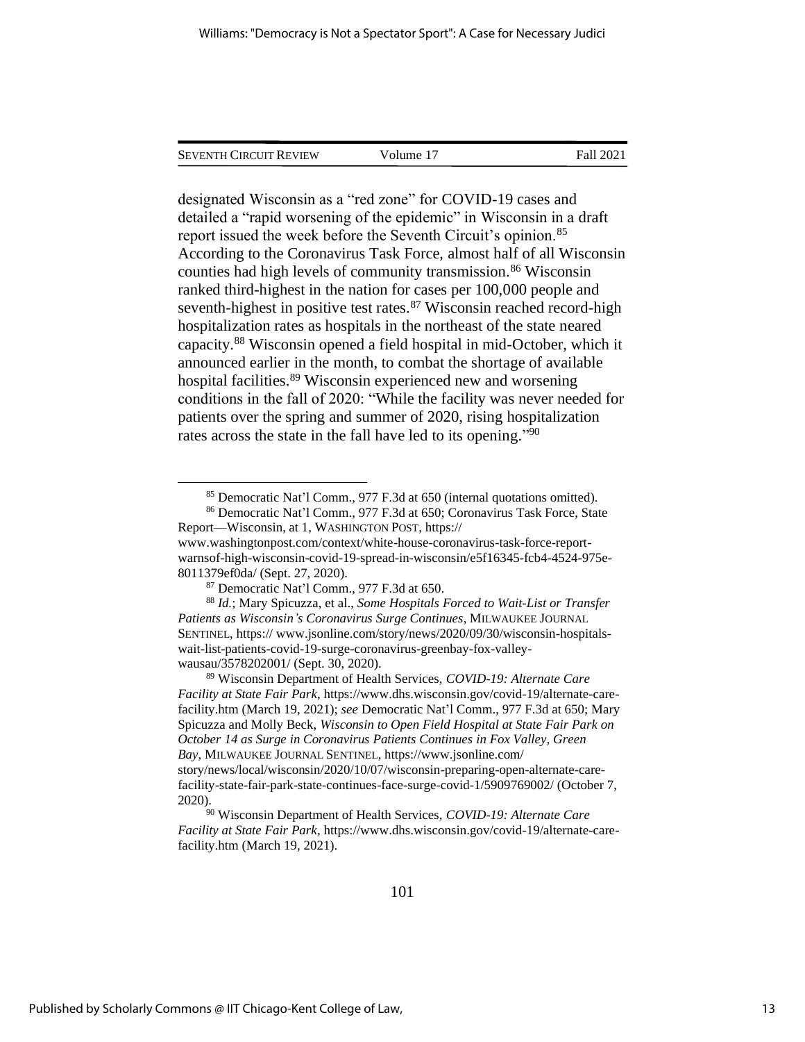designated Wisconsin as a "red zone" for COVID-19 cases and detailed a "rapid worsening of the epidemic" in Wisconsin in a draft report issued the week before the Seventh Circuit's opinion.[85] According to the Coronavirus Task Force, almost half of all Wisconsin counties had high levels of community transmission.[86] Wisconsin ranked third-highest in the nation for cases per 100,000 people and seventh-highest in positive test rates.[87] Wisconsin reached record-high hospitalization rates as hospitals in the northeast of the state neared capacity.[88] Wisconsin opened a field hospital in mid-October, which it announced earlier in the month, to combat the shortage of available hospital facilities.[89] Wisconsin experienced new and worsening conditions in the fall of 2020: "While the facility was never needed for patients over the spring and summer of 2020, rising hospitalization rates across the state in the fall have led to its opening."[90]

---

[85] Democratic Nat'l Comm., 977 F.3d at 650 (internal quotations omitted).

[86] Democratic Nat'l Comm., 977 F.3d at 650; Coronavirus Task Force, State Report—Wisconsin, at 1, WASHINGTON POST, https:// www.washingtonpost.com/context/white-house-coronavirus-task-force-report-warnsof-high-wisconsin-covid-19-spread-in-wisconsin/e5f16345-fcb4-4524-975e-8011379ef0da/ (Sept. 27, 2020).

[87] Democratic Nat'l Comm., 977 F.3d at 650.

[88] *Id.*; Mary Spicuzza, et al., *Some Hospitals Forced to Wait-List or Transfer Patients as Wisconsin's Coronavirus Surge Continues*, MILWAUKEE JOURNAL SENTINEL, https:// www.jsonline.com/story/news/2020/09/30/wisconsin-hospitals-wait-list-patients-covid-19-surge-coronavirus-greenbay-fox-valley-wausau/3578202001/ (Sept. 30, 2020).

[89] Wisconsin Department of Health Services, *COVID-19: Alternate Care Facility at State Fair Park*, https://www.dhs.wisconsin.gov/covid-19/alternate-care-facility.htm (March 19, 2021); *see* Democratic Nat'l Comm., 977 F.3d at 650; Mary Spicuzza and Molly Beck, *Wisconsin to Open Field Hospital at State Fair Park on October 14 as Surge in Coronavirus Patients Continues in Fox Valley, Green Bay*, MILWAUKEE JOURNAL SENTINEL, https://www.jsonline.com/ story/news/local/wisconsin/2020/10/07/wisconsin-preparing-open-alternate-care-facility-state-fair-park-state-continues-face-surge-covid-1/5909769002/ (October 7, 2020).

[90] Wisconsin Department of Health Services, *COVID-19: Alternate Care Facility at State Fair Park*, https://www.dhs.wisconsin.gov/covid-19/alternate-care-facility.htm (March 19, 2021).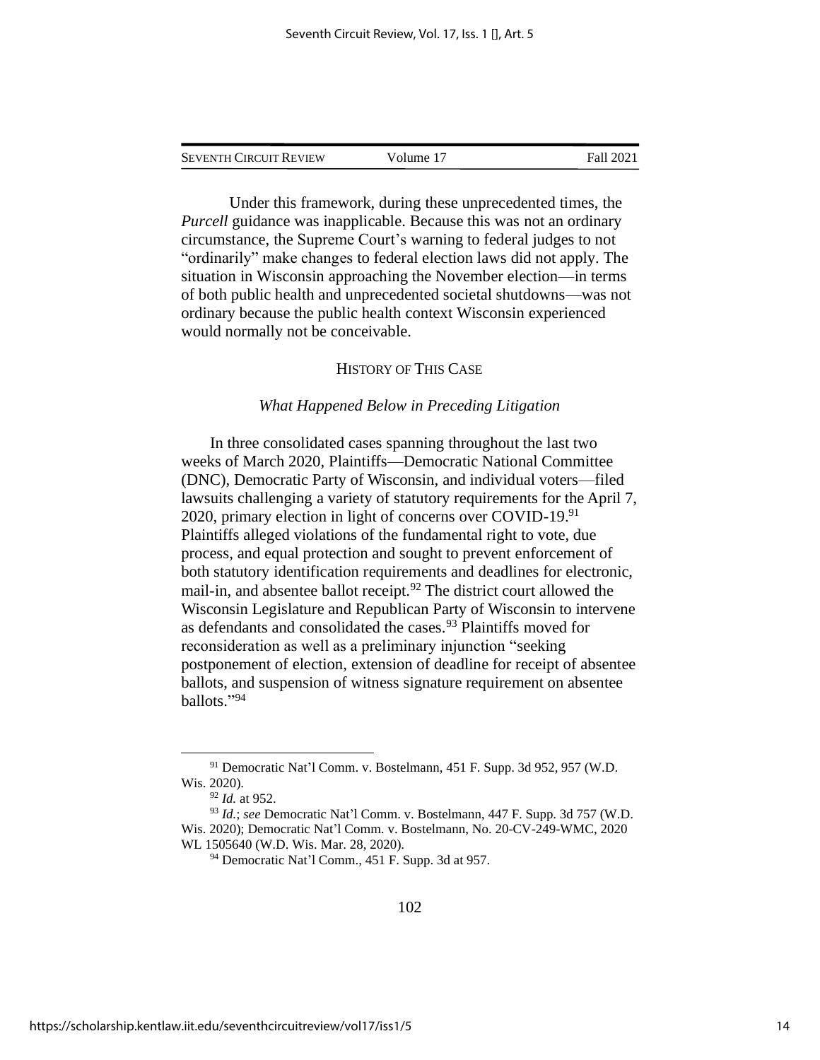Under this framework, during these unprecedented times, the *Purcell* guidance was inapplicable. Because this was not an ordinary circumstance, the Supreme Court's warning to federal judges to not "ordinarily" make changes to federal election laws did not apply. The situation in Wisconsin approaching the November election—in terms of both public health and unprecedented societal shutdowns—was not ordinary because the public health context Wisconsin experienced would normally not be conceivable.

## HISTORY OF THIS CASE

### *What Happened Below in Preceding Litigation*

In three consolidated cases spanning throughout the last two weeks of March 2020, Plaintiffs—Democratic National Committee (DNC), Democratic Party of Wisconsin, and individual voters—filed lawsuits challenging a variety of statutory requirements for the April 7, 2020, primary election in light of concerns over COVID-19.[91] Plaintiffs alleged violations of the fundamental right to vote, due process, and equal protection and sought to prevent enforcement of both statutory identification requirements and deadlines for electronic, mail-in, and absentee ballot receipt.[92] The district court allowed the Wisconsin Legislature and Republican Party of Wisconsin to intervene as defendants and consolidated the cases.[93] Plaintiffs moved for reconsideration as well as a preliminary injunction "seeking postponement of election, extension of deadline for receipt of absentee ballots, and suspension of witness signature requirement on absentee ballots."[94]

---

[91] Democratic Nat'l Comm. v. Bostelmann, 451 F. Supp. 3d 952, 957 (W.D. Wis. 2020).

[92] *Id.* at 952.

[93] *Id.*; *see* Democratic Nat'l Comm. v. Bostelmann, 447 F. Supp. 3d 757 (W.D. Wis. 2020); Democratic Nat'l Comm. v. Bostelmann, No. 20-CV-249-WMC, 2020 WL 1505640 (W.D. Wis. Mar. 28, 2020).

[94] Democratic Nat'l Comm., 451 F. Supp. 3d at 957.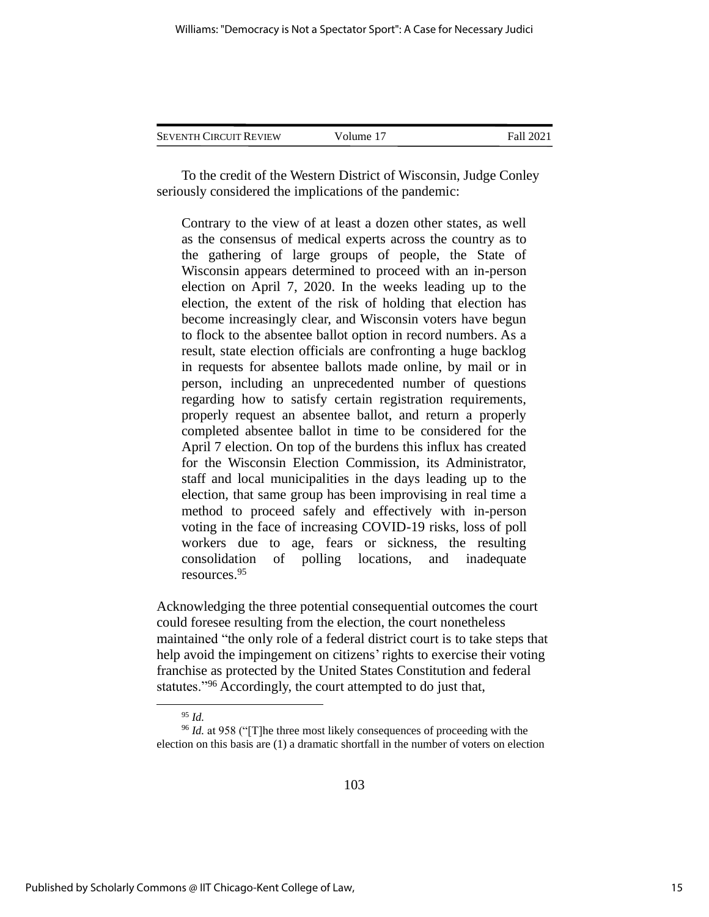To the credit of the Western District of Wisconsin, Judge Conley seriously considered the implications of the pandemic:

> Contrary to the view of at least a dozen other states, as well as the consensus of medical experts across the country as to the gathering of large groups of people, the State of Wisconsin appears determined to proceed with an in-person election on April 7, 2020. In the weeks leading up to the election, the extent of the risk of holding that election has become increasingly clear, and Wisconsin voters have begun to flock to the absentee ballot option in record numbers. As a result, state election officials are confronting a huge backlog in requests for absentee ballots made online, by mail or in person, including an unprecedented number of questions regarding how to satisfy certain registration requirements, properly request an absentee ballot, and return a properly completed absentee ballot in time to be considered for the April 7 election. On top of the burdens this influx has created for the Wisconsin Election Commission, its Administrator, staff and local municipalities in the days leading up to the election, that same group has been improvising in real time a method to proceed safely and effectively with in-person voting in the face of increasing COVID-19 risks, loss of poll workers due to age, fears or sickness, the resulting consolidation of polling locations, and inadequate resources.[95]

Acknowledging the three potential consequential outcomes the court could foresee resulting from the election, the court nonetheless maintained "the only role of a federal district court is to take steps that help avoid the impingement on citizens' rights to exercise their voting franchise as protected by the United States Constitution and federal statutes."[96] Accordingly, the court attempted to do just that,

---

[95] *Id.*

[96] *Id.* at 958 ("[T]he three most likely consequences of proceeding with the election on this basis are (1) a dramatic shortfall in the number of voters on election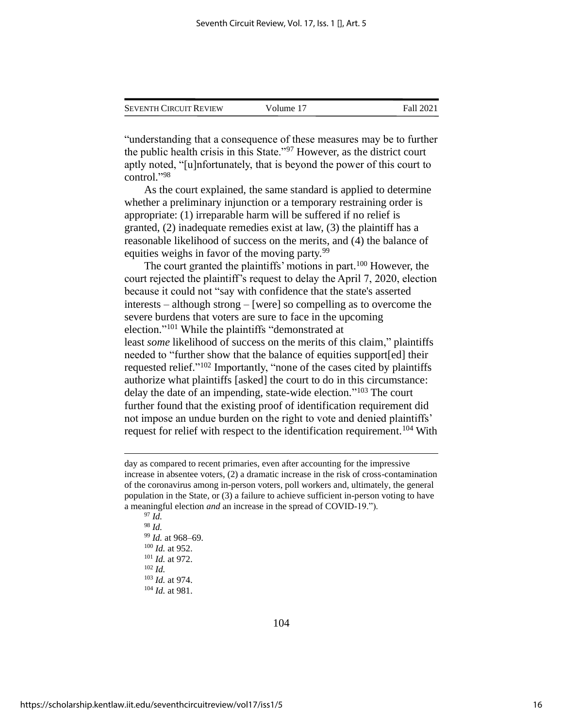"understanding that a consequence of these measures may be to further the public health crisis in this State."[97] However, as the district court aptly noted, "[u]nfortunately, that is beyond the power of this court to control."[98]

As the court explained, the same standard is applied to determine whether a preliminary injunction or a temporary restraining order is appropriate: (1) irreparable harm will be suffered if no relief is granted, (2) inadequate remedies exist at law, (3) the plaintiff has a reasonable likelihood of success on the merits, and (4) the balance of equities weighs in favor of the moving party.[99]

The court granted the plaintiffs' motions in part.[100] However, the court rejected the plaintiff's request to delay the April 7, 2020, election because it could not "say with confidence that the state's asserted interests – although strong – [were] so compelling as to overcome the severe burdens that voters are sure to face in the upcoming election."[101] While the plaintiffs "demonstrated at least *some* likelihood of success on the merits of this claim," plaintiffs needed to "further show that the balance of equities support[ed] their requested relief."[102] Importantly, "none of the cases cited by plaintiffs authorize what plaintiffs [asked] the court to do in this circumstance: delay the date of an impending, state-wide election."[103] The court further found that the existing proof of identification requirement did not impose an undue burden on the right to vote and denied plaintiffs' request for relief with respect to the identification requirement.[104] With

---

day as compared to recent primaries, even after accounting for the impressive increase in absentee voters, (2) a dramatic increase in the risk of cross-contamination of the coronavirus among in-person voters, poll workers and, ultimately, the general population in the State, or (3) a failure to achieve sufficient in-person voting to have a meaningful election *and* an increase in the spread of COVID-19.").

[97] *Id.*

[98] *Id.*

[99] *Id.* at 968–69.

[100] *Id.* at 952.

[101] *Id.* at 972.

[102] *Id.*

[103] *Id.* at 974.

[104] *Id.* at 981.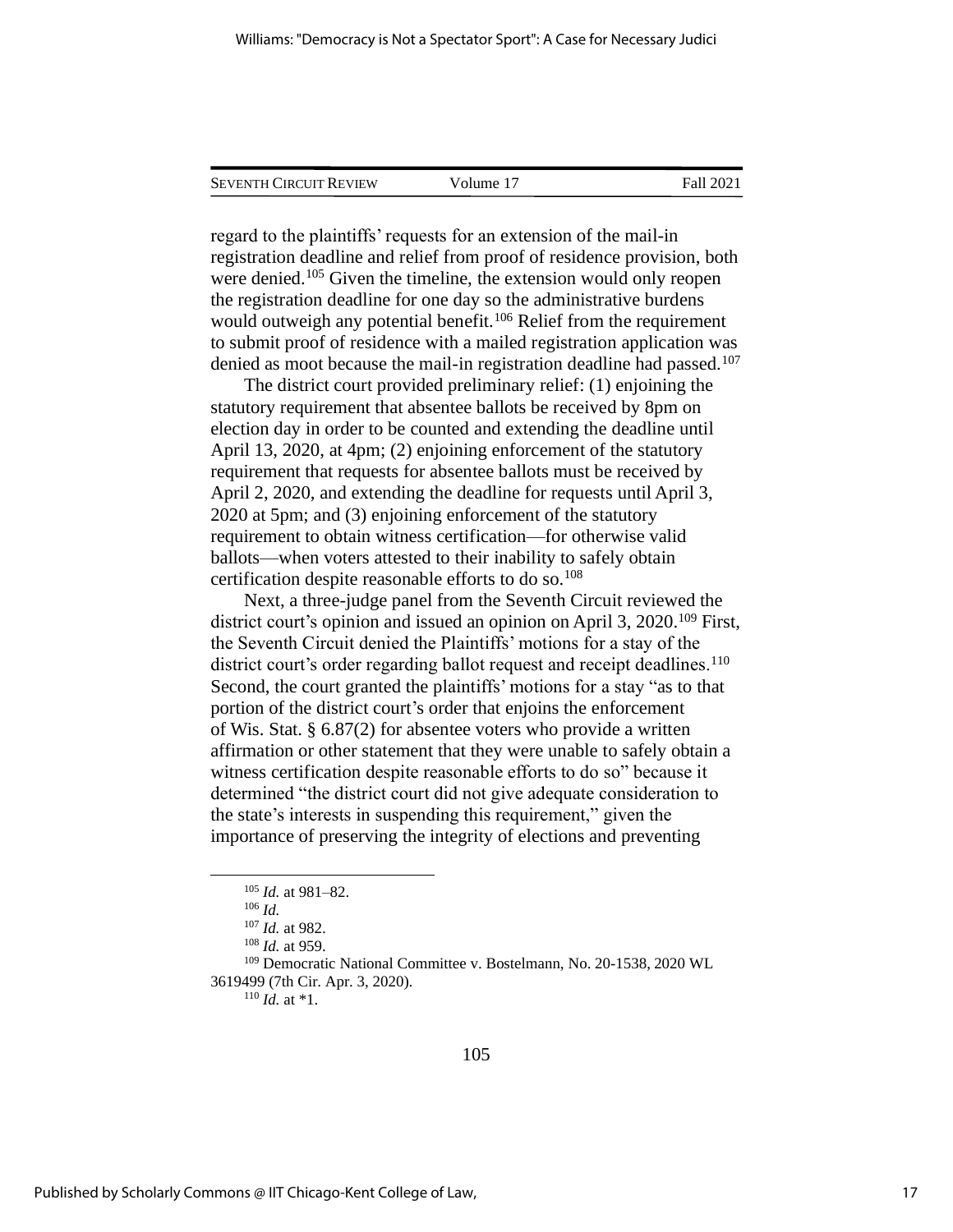regard to the plaintiffs' requests for an extension of the mail-in registration deadline and relief from proof of residence provision, both were denied.[105] Given the timeline, the extension would only reopen the registration deadline for one day so the administrative burdens would outweigh any potential benefit.[106] Relief from the requirement to submit proof of residence with a mailed registration application was denied as moot because the mail-in registration deadline had passed.[107]

The district court provided preliminary relief: (1) enjoining the statutory requirement that absentee ballots be received by 8pm on election day in order to be counted and extending the deadline until April 13, 2020, at 4pm; (2) enjoining enforcement of the statutory requirement that requests for absentee ballots must be received by April 2, 2020, and extending the deadline for requests until April 3, 2020 at 5pm; and (3) enjoining enforcement of the statutory requirement to obtain witness certification—for otherwise valid ballots—when voters attested to their inability to safely obtain certification despite reasonable efforts to do so.[108]

Next, a three-judge panel from the Seventh Circuit reviewed the district court's opinion and issued an opinion on April 3, 2020.[109] First, the Seventh Circuit denied the Plaintiffs' motions for a stay of the district court's order regarding ballot request and receipt deadlines.[110] Second, the court granted the plaintiffs' motions for a stay "as to that portion of the district court's order that enjoins the enforcement of Wis. Stat. § 6.87(2) for absentee voters who provide a written affirmation or other statement that they were unable to safely obtain a witness certification despite reasonable efforts to do so" because it determined "the district court did not give adequate consideration to the state's interests in suspending this requirement," given the importance of preserving the integrity of elections and preventing

---

[105] *Id.* at 981–82.

[106] *Id.*

[107] *Id.* at 982.

[108] *Id.* at 959.

[109] Democratic National Committee v. Bostelmann, No. 20-1538, 2020 WL 3619499 (7th Cir. Apr. 3, 2020).

[110] *Id.* at *1.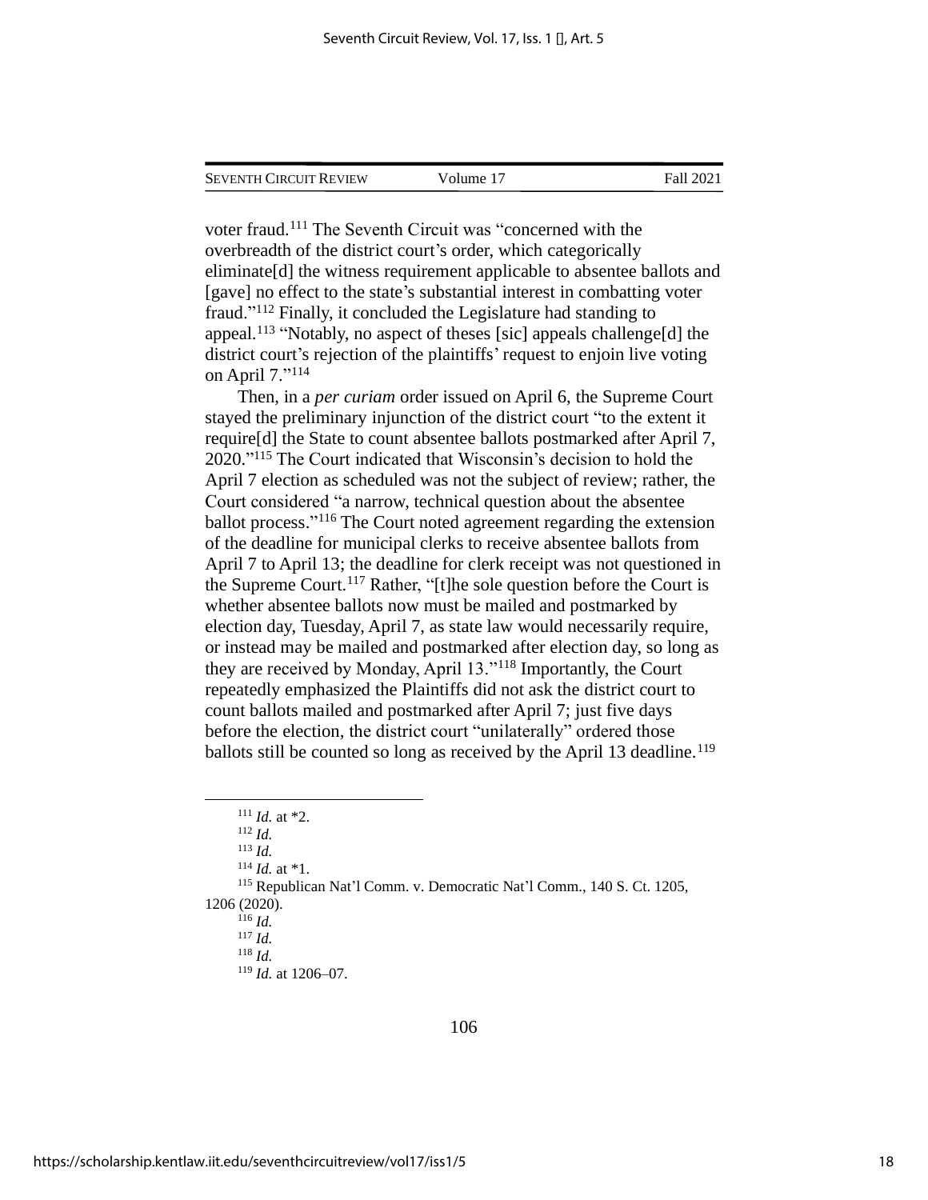voter fraud.[111] The Seventh Circuit was "concerned with the overbreadth of the district court's order, which categorically eliminate[d] the witness requirement applicable to absentee ballots and [gave] no effect to the state's substantial interest in combatting voter fraud."[112] Finally, it concluded the Legislature had standing to appeal.[113] "Notably, no aspect of theses [sic] appeals challenge[d] the district court's rejection of the plaintiffs' request to enjoin live voting on April 7."[114]

Then, in a *per curiam* order issued on April 6, the Supreme Court stayed the preliminary injunction of the district court "to the extent it require[d] the State to count absentee ballots postmarked after April 7, 2020."[115] The Court indicated that Wisconsin's decision to hold the April 7 election as scheduled was not the subject of review; rather, the Court considered "a narrow, technical question about the absentee ballot process."[116] The Court noted agreement regarding the extension of the deadline for municipal clerks to receive absentee ballots from April 7 to April 13; the deadline for clerk receipt was not questioned in the Supreme Court.[117] Rather, "[t]he sole question before the Court is whether absentee ballots now must be mailed and postmarked by election day, Tuesday, April 7, as state law would necessarily require, or instead may be mailed and postmarked after election day, so long as they are received by Monday, April 13."[118] Importantly, the Court repeatedly emphasized the Plaintiffs did not ask the district court to count ballots mailed and postmarked after April 7; just five days before the election, the district court "unilaterally" ordered those ballots still be counted so long as received by the April 13 deadline.[119]

---

[111] *Id.* at *2.

[112] *Id.*

[113] *Id.*

[114] *Id.* at *1.

[115] Republican Nat'l Comm. v. Democratic Nat'l Comm., 140 S. Ct. 1205, 1206 (2020).

[116] *Id.*

[117] *Id.*

[118] *Id.*

[119] *Id.* at 1206–07.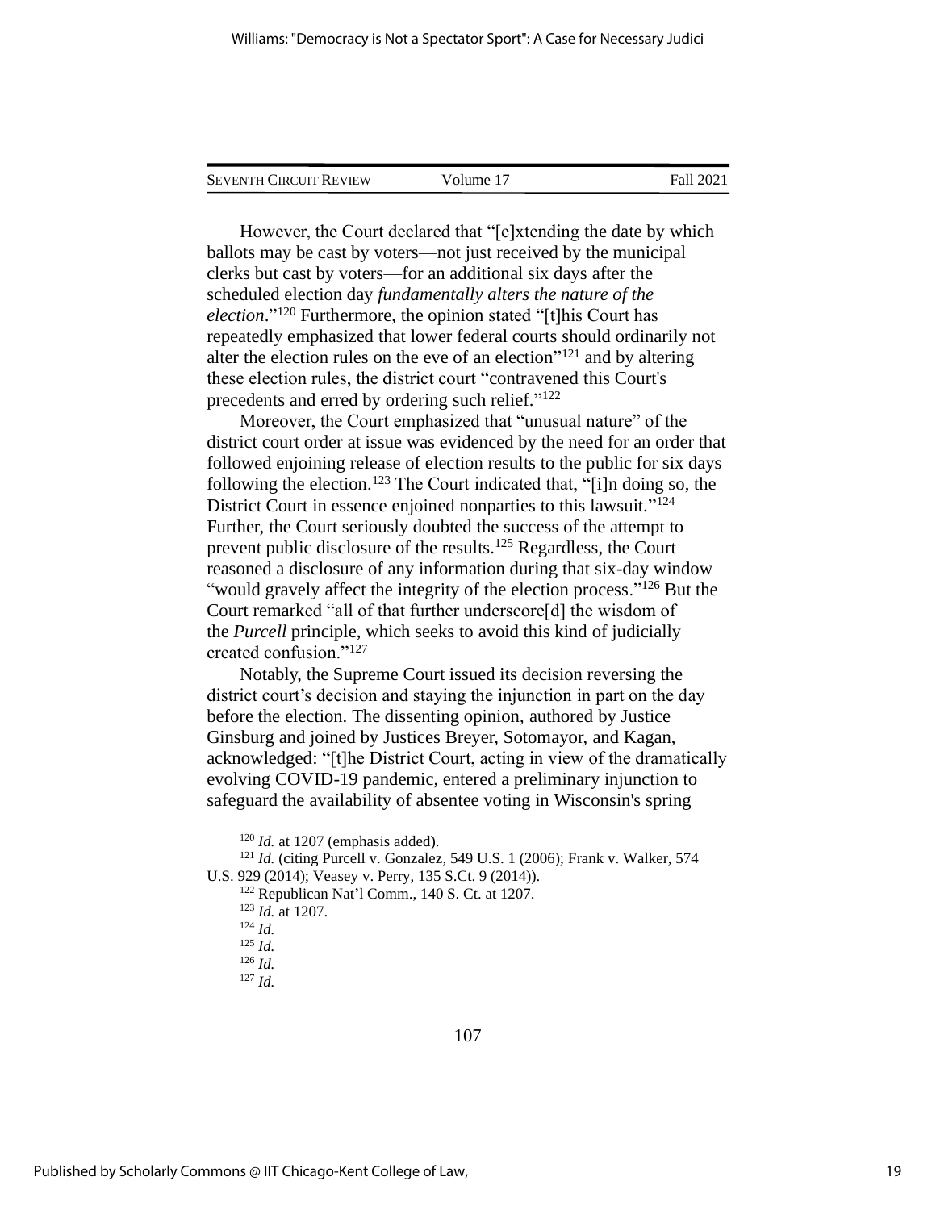However, the Court declared that "[e]xtending the date by which ballots may be cast by voters—not just received by the municipal clerks but cast by voters—for an additional six days after the scheduled election day *fundamentally alters the nature of the election*."[120] Furthermore, the opinion stated "[t]his Court has repeatedly emphasized that lower federal courts should ordinarily not alter the election rules on the eve of an election"[121] and by altering these election rules, the district court "contravened this Court's precedents and erred by ordering such relief."[122]

Moreover, the Court emphasized that "unusual nature" of the district court order at issue was evidenced by the need for an order that followed enjoining release of election results to the public for six days following the election.[123] The Court indicated that, "[i]n doing so, the District Court in essence enjoined nonparties to this lawsuit."[124] Further, the Court seriously doubted the success of the attempt to prevent public disclosure of the results.[125] Regardless, the Court reasoned a disclosure of any information during that six-day window "would gravely affect the integrity of the election process."[126] But the Court remarked "all of that further underscore[d] the wisdom of the *Purcell* principle, which seeks to avoid this kind of judicially created confusion."[127]

Notably, the Supreme Court issued its decision reversing the district court's decision and staying the injunction in part on the day before the election. The dissenting opinion, authored by Justice Ginsburg and joined by Justices Breyer, Sotomayor, and Kagan, acknowledged: "[t]he District Court, acting in view of the dramatically evolving COVID-19 pandemic, entered a preliminary injunction to safeguard the availability of absentee voting in Wisconsin's spring

---

[120] *Id.* at 1207 (emphasis added).

[121] *Id.* (citing Purcell v. Gonzalez, 549 U.S. 1 (2006); Frank v. Walker, 574 U.S. 929 (2014); Veasey v. Perry, 135 S.Ct. 9 (2014)).

[122] Republican Nat'l Comm., 140 S. Ct. at 1207.

[123] *Id.* at 1207.

[124] *Id.*

[125] *Id.*

[126] *Id.*

[127] *Id.*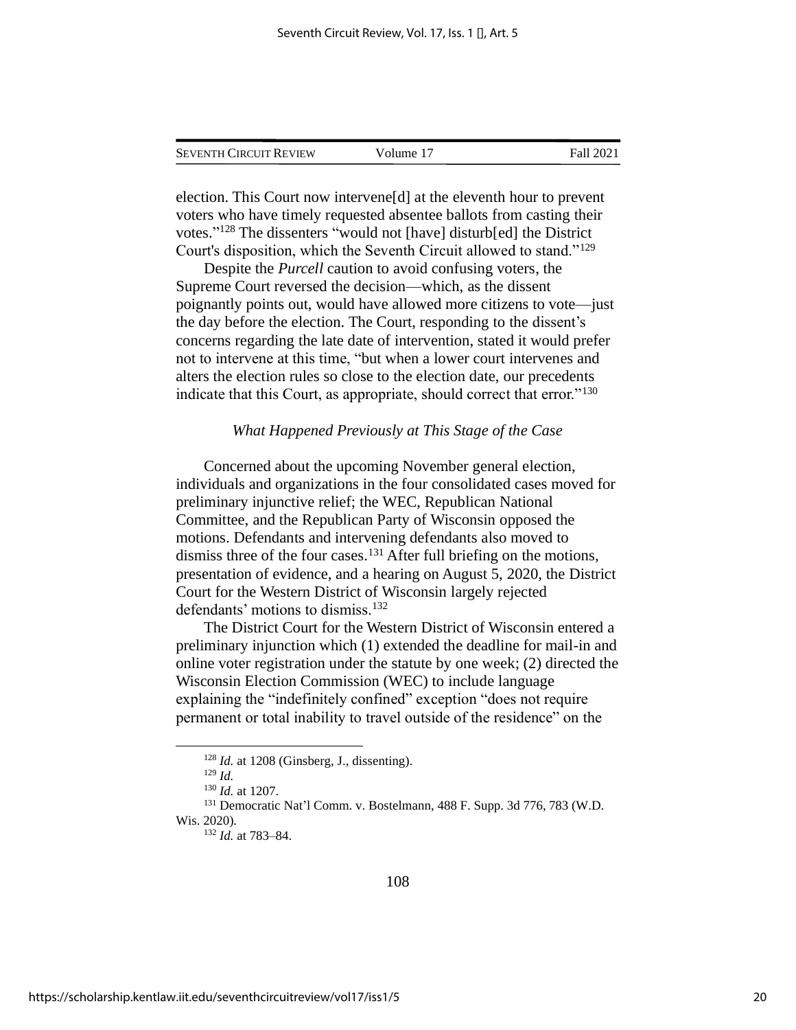election. This Court now intervene[d] at the eleventh hour to prevent voters who have timely requested absentee ballots from casting their votes."[128] The dissenters "would not [have] disturb[ed] the District Court's disposition, which the Seventh Circuit allowed to stand."[129]

Despite the *Purcell* caution to avoid confusing voters, the Supreme Court reversed the decision—which, as the dissent poignantly points out, would have allowed more citizens to vote—just the day before the election. The Court, responding to the dissent's concerns regarding the late date of intervention, stated it would prefer not to intervene at this time, "but when a lower court intervenes and alters the election rules so close to the election date, our precedents indicate that this Court, as appropriate, should correct that error."[130]

*What Happened Previously at This Stage of the Case*

Concerned about the upcoming November general election, individuals and organizations in the four consolidated cases moved for preliminary injunctive relief; the WEC, Republican National Committee, and the Republican Party of Wisconsin opposed the motions. Defendants and intervening defendants also moved to dismiss three of the four cases.[131] After full briefing on the motions, presentation of evidence, and a hearing on August 5, 2020, the District Court for the Western District of Wisconsin largely rejected defendants' motions to dismiss.[132]

The District Court for the Western District of Wisconsin entered a preliminary injunction which (1) extended the deadline for mail-in and online voter registration under the statute by one week; (2) directed the Wisconsin Election Commission (WEC) to include language explaining the "indefinitely confined" exception "does not require permanent or total inability to travel outside of the residence" on the

---

[128] *Id.* at 1208 (Ginsberg, J., dissenting).

[129] *Id.*

[130] *Id.* at 1207.

[131] Democratic Nat'l Comm. v. Bostelmann, 488 F. Supp. 3d 776, 783 (W.D. Wis. 2020).

[132] *Id.* at 783–84.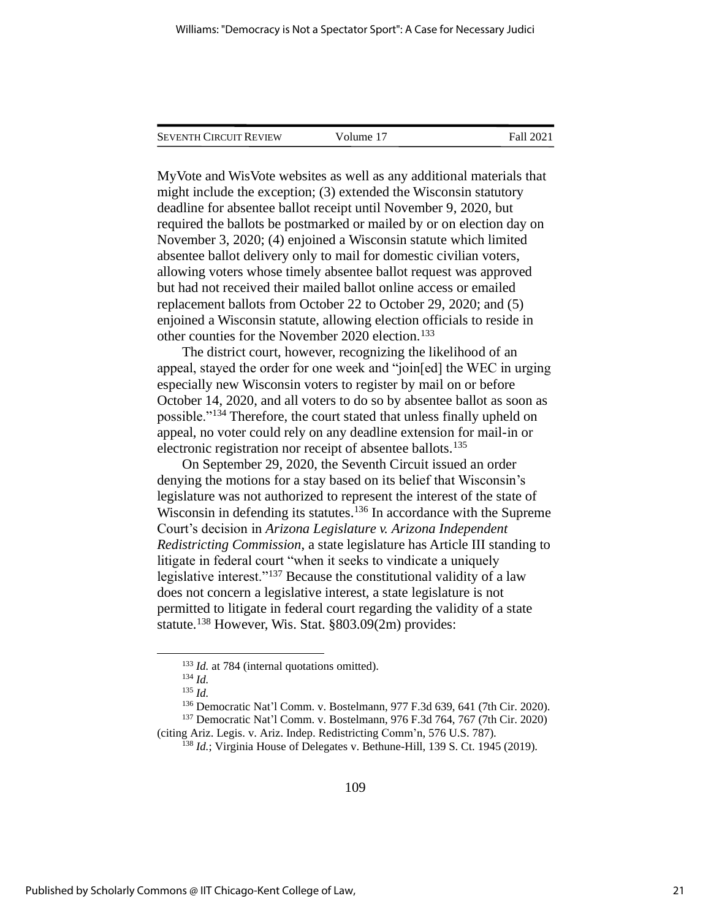MyVote and WisVote websites as well as any additional materials that might include the exception; (3) extended the Wisconsin statutory deadline for absentee ballot receipt until November 9, 2020, but required the ballots be postmarked or mailed by or on election day on November 3, 2020; (4) enjoined a Wisconsin statute which limited absentee ballot delivery only to mail for domestic civilian voters, allowing voters whose timely absentee ballot request was approved but had not received their mailed ballot online access or emailed replacement ballots from October 22 to October 29, 2020; and (5) enjoined a Wisconsin statute, allowing election officials to reside in other counties for the November 2020 election.[133]

The district court, however, recognizing the likelihood of an appeal, stayed the order for one week and "join[ed] the WEC in urging especially new Wisconsin voters to register by mail on or before October 14, 2020, and all voters to do so by absentee ballot as soon as possible."[134] Therefore, the court stated that unless finally upheld on appeal, no voter could rely on any deadline extension for mail-in or electronic registration nor receipt of absentee ballots.[135]

On September 29, 2020, the Seventh Circuit issued an order denying the motions for a stay based on its belief that Wisconsin's legislature was not authorized to represent the interest of the state of Wisconsin in defending its statutes.[136] In accordance with the Supreme Court's decision in *Arizona Legislature v. Arizona Independent Redistricting Commission*, a state legislature has Article III standing to litigate in federal court "when it seeks to vindicate a uniquely legislative interest."[137] Because the constitutional validity of a law does not concern a legislative interest, a state legislature is not permitted to litigate in federal court regarding the validity of a state statute.[138] However, Wis. Stat. §803.09(2m) provides:

---

[133] *Id.* at 784 (internal quotations omitted).

[134] *Id.*

[135] *Id.*

[136] Democratic Nat'l Comm. v. Bostelmann, 977 F.3d 639, 641 (7th Cir. 2020).

[137] Democratic Nat'l Comm. v. Bostelmann, 976 F.3d 764, 767 (7th Cir. 2020) (citing Ariz. Legis. v. Ariz. Indep. Redistricting Comm'n, 576 U.S. 787).

[138] *Id.*; Virginia House of Delegates v. Bethune-Hill, 139 S. Ct. 1945 (2019).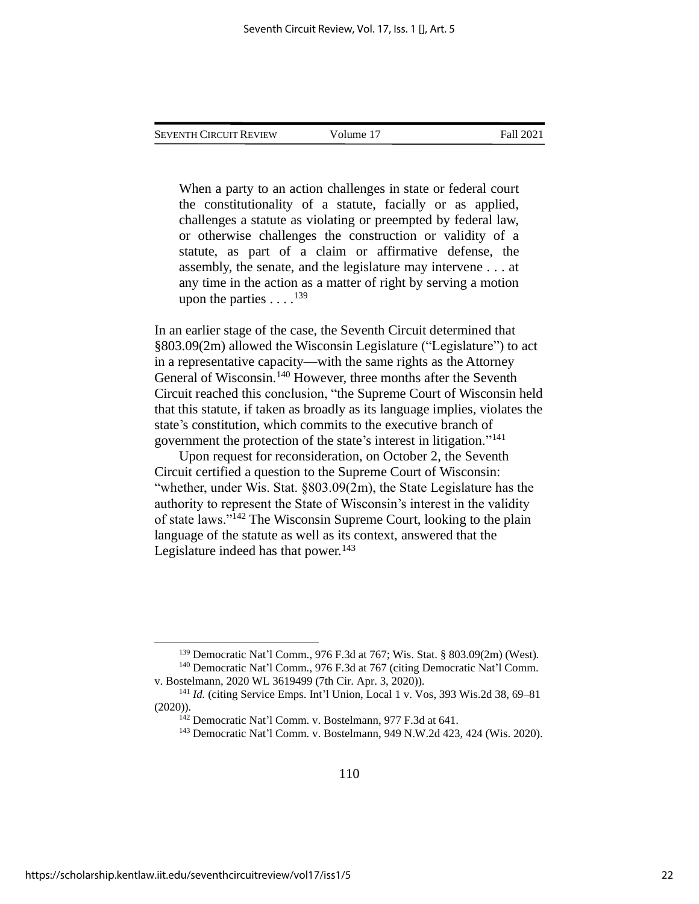> When a party to an action challenges in state or federal court the constitutionality of a statute, facially or as applied, challenges a statute as violating or preempted by federal law, or otherwise challenges the construction or validity of a statute, as part of a claim or affirmative defense, the assembly, the senate, and the legislature may intervene . . . at any time in the action as a matter of right by serving a motion upon the parties . . . .[139]

In an earlier stage of the case, the Seventh Circuit determined that §803.09(2m) allowed the Wisconsin Legislature ("Legislature") to act in a representative capacity—with the same rights as the Attorney General of Wisconsin.[140] However, three months after the Seventh Circuit reached this conclusion, "the Supreme Court of Wisconsin held that this statute, if taken as broadly as its language implies, violates the state's constitution, which commits to the executive branch of government the protection of the state's interest in litigation."[141]

Upon request for reconsideration, on October 2, the Seventh Circuit certified a question to the Supreme Court of Wisconsin: "whether, under Wis. Stat. §803.09(2m), the State Legislature has the authority to represent the State of Wisconsin's interest in the validity of state laws."[142] The Wisconsin Supreme Court, looking to the plain language of the statute as well as its context, answered that the Legislature indeed has that power.[143]

---

[139] Democratic Nat'l Comm., 976 F.3d at 767; Wis. Stat. § 803.09(2m) (West).

[140] Democratic Nat'l Comm., 976 F.3d at 767 (citing Democratic Nat'l Comm. v. Bostelmann, 2020 WL 3619499 (7th Cir. Apr. 3, 2020)).

[141] *Id.* (citing Service Emps. Int'l Union, Local 1 v. Vos, 393 Wis.2d 38, 69–81 (2020)).

[142] Democratic Nat'l Comm. v. Bostelmann, 977 F.3d at 641.

[143] Democratic Nat'l Comm. v. Bostelmann, 949 N.W.2d 423, 424 (Wis. 2020).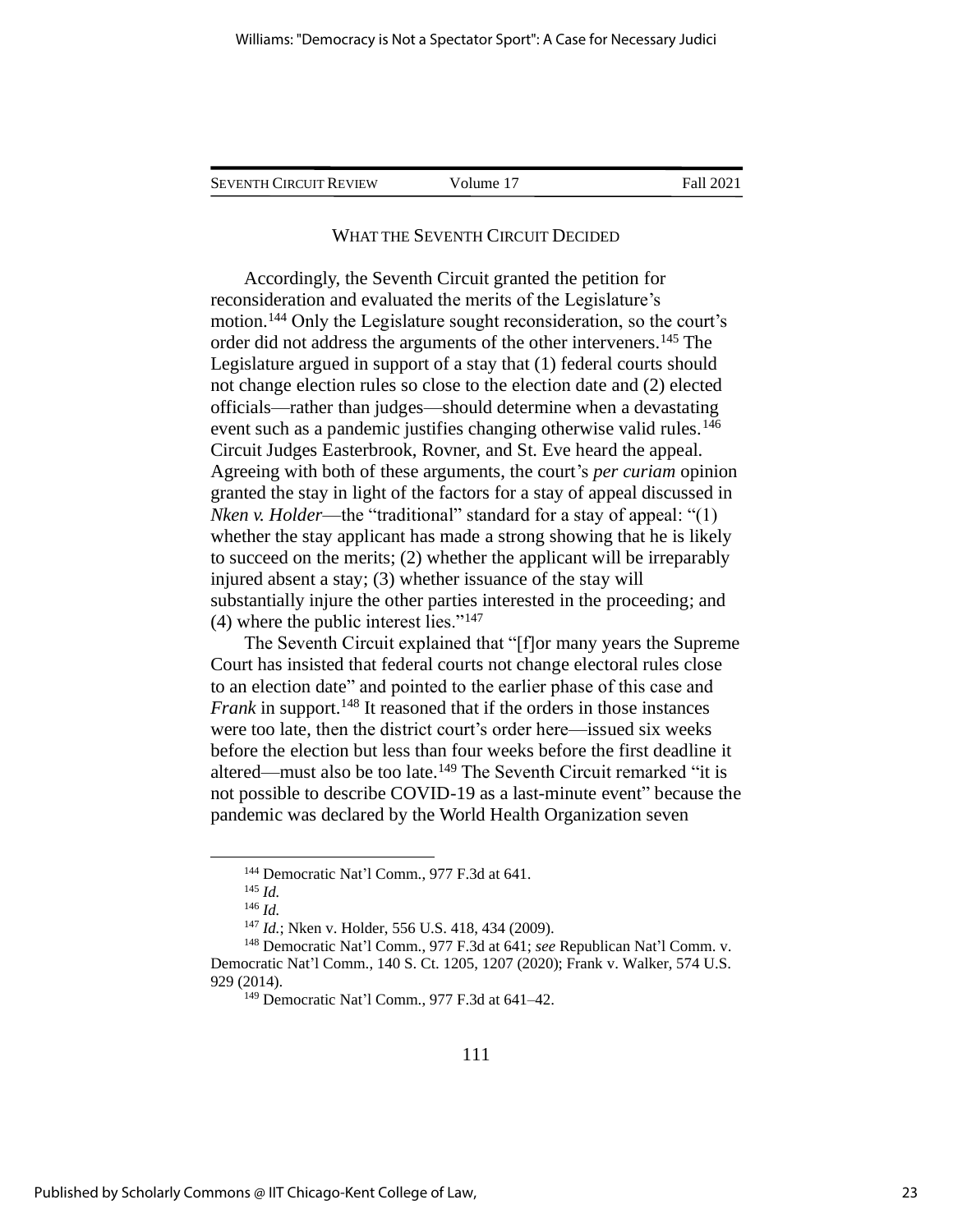## WHAT THE SEVENTH CIRCUIT DECIDED

Accordingly, the Seventh Circuit granted the petition for reconsideration and evaluated the merits of the Legislature's motion.[144] Only the Legislature sought reconsideration, so the court's order did not address the arguments of the other interveners.[145] The Legislature argued in support of a stay that (1) federal courts should not change election rules so close to the election date and (2) elected officials—rather than judges—should determine when a devastating event such as a pandemic justifies changing otherwise valid rules.[146] Circuit Judges Easterbrook, Rovner, and St. Eve heard the appeal. Agreeing with both of these arguments, the court's *per curiam* opinion granted the stay in light of the factors for a stay of appeal discussed in *Nken v. Holder*—the "traditional" standard for a stay of appeal: "(1) whether the stay applicant has made a strong showing that he is likely to succeed on the merits; (2) whether the applicant will be irreparably injured absent a stay; (3) whether issuance of the stay will substantially injure the other parties interested in the proceeding; and (4) where the public interest lies."[147]

The Seventh Circuit explained that "[f]or many years the Supreme Court has insisted that federal courts not change electoral rules close to an election date" and pointed to the earlier phase of this case and *Frank* in support.[148] It reasoned that if the orders in those instances were too late, then the district court's order here—issued six weeks before the election but less than four weeks before the first deadline it altered—must also be too late.[149] The Seventh Circuit remarked "it is not possible to describe COVID-19 as a last-minute event" because the pandemic was declared by the World Health Organization seven

---

[144] Democratic Nat'l Comm., 977 F.3d at 641.

[145] *Id.*

[146] *Id.*

[147] *Id.*; Nken v. Holder, 556 U.S. 418, 434 (2009).

[148] Democratic Nat'l Comm., 977 F.3d at 641; *see* Republican Nat'l Comm. v. Democratic Nat'l Comm., 140 S. Ct. 1205, 1207 (2020); Frank v. Walker, 574 U.S. 929 (2014).

[149] Democratic Nat'l Comm., 977 F.3d at 641–42.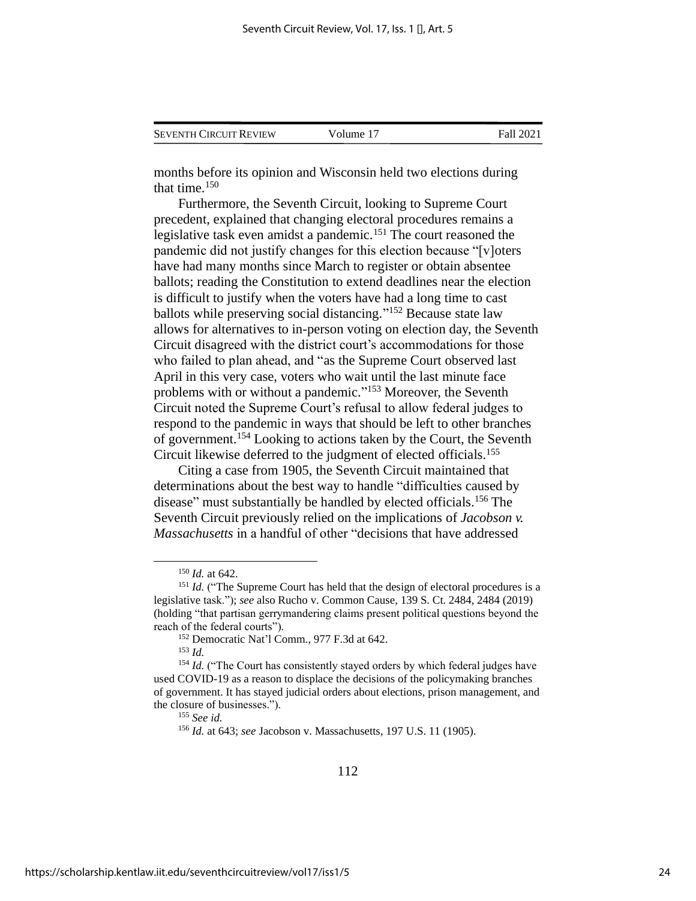months before its opinion and Wisconsin held two elections during that time.[150]

Furthermore, the Seventh Circuit, looking to Supreme Court precedent, explained that changing electoral procedures remains a legislative task even amidst a pandemic.[151] The court reasoned the pandemic did not justify changes for this election because "[v]oters have had many months since March to register or obtain absentee ballots; reading the Constitution to extend deadlines near the election is difficult to justify when the voters have had a long time to cast ballots while preserving social distancing."[152] Because state law allows for alternatives to in-person voting on election day, the Seventh Circuit disagreed with the district court's accommodations for those who failed to plan ahead, and "as the Supreme Court observed last April in this very case, voters who wait until the last minute face problems with or without a pandemic."[153] Moreover, the Seventh Circuit noted the Supreme Court's refusal to allow federal judges to respond to the pandemic in ways that should be left to other branches of government.[154] Looking to actions taken by the Court, the Seventh Circuit likewise deferred to the judgment of elected officials.[155]

Citing a case from 1905, the Seventh Circuit maintained that determinations about the best way to handle "difficulties caused by disease" must substantially be handled by elected officials.[156] The Seventh Circuit previously relied on the implications of *Jacobson v. Massachusetts* in a handful of other "decisions that have addressed

---

[150] *Id.* at 642.

[151] *Id.* ("The Supreme Court has held that the design of electoral procedures is a legislative task."); *see* also Rucho v. Common Cause, 139 S. Ct. 2484, 2484 (2019) (holding "that partisan gerrymandering claims present political questions beyond the reach of the federal courts").

[152] Democratic Nat'l Comm., 977 F.3d at 642.

[153] *Id.*

[154] *Id.* ("The Court has consistently stayed orders by which federal judges have used COVID-19 as a reason to displace the decisions of the policymaking branches of government. It has stayed judicial orders about elections, prison management, and the closure of businesses.").

[155] *See id.*

[156] *Id.* at 643; *see* Jacobson v. Massachusetts, 197 U.S. 11 (1905).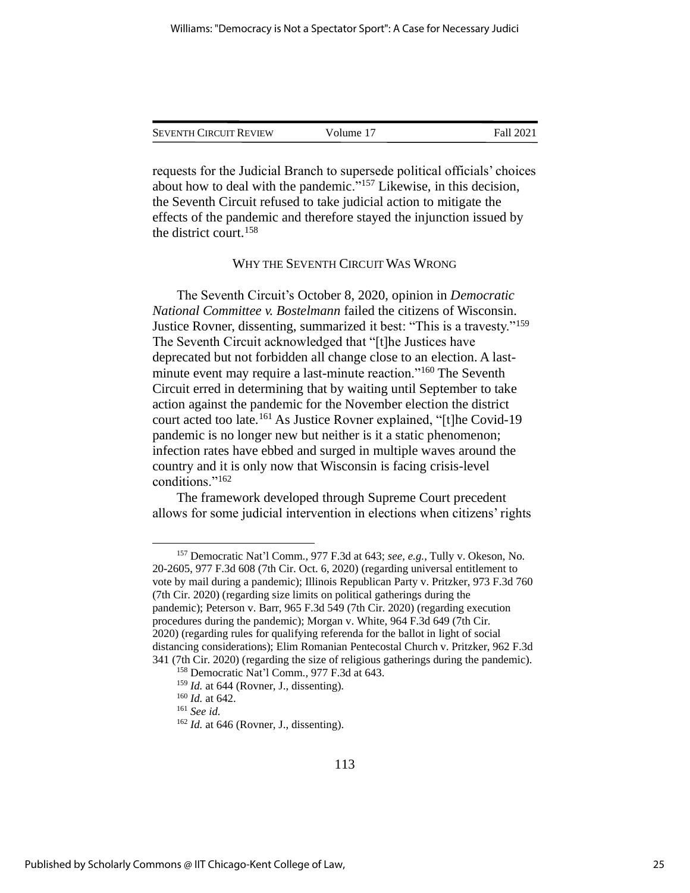requests for the Judicial Branch to supersede political officials' choices about how to deal with the pandemic."[157] Likewise, in this decision, the Seventh Circuit refused to take judicial action to mitigate the effects of the pandemic and therefore stayed the injunction issued by the district court.[158]

## WHY THE SEVENTH CIRCUIT WAS WRONG

The Seventh Circuit's October 8, 2020, opinion in *Democratic National Committee v. Bostelmann* failed the citizens of Wisconsin. Justice Rovner, dissenting, summarized it best: "This is a travesty."[159] The Seventh Circuit acknowledged that "[t]he Justices have deprecated but not forbidden all change close to an election. A last-minute event may require a last-minute reaction."[160] The Seventh Circuit erred in determining that by waiting until September to take action against the pandemic for the November election the district court acted too late.[161] As Justice Rovner explained, "[t]he Covid-19 pandemic is no longer new but neither is it a static phenomenon; infection rates have ebbed and surged in multiple waves around the country and it is only now that Wisconsin is facing crisis-level conditions."[162]

The framework developed through Supreme Court precedent allows for some judicial intervention in elections when citizens' rights

---

[157] Democratic Nat'l Comm., 977 F.3d at 643; *see, e.g.*, Tully v. Okeson, No. 20-2605, 977 F.3d 608 (7th Cir. Oct. 6, 2020) (regarding universal entitlement to vote by mail during a pandemic); Illinois Republican Party v. Pritzker, 973 F.3d 760 (7th Cir. 2020) (regarding size limits on political gatherings during the pandemic); Peterson v. Barr, 965 F.3d 549 (7th Cir. 2020) (regarding execution procedures during the pandemic); Morgan v. White, 964 F.3d 649 (7th Cir. 2020) (regarding rules for qualifying referenda for the ballot in light of social distancing considerations); Elim Romanian Pentecostal Church v. Pritzker, 962 F.3d 341 (7th Cir. 2020) (regarding the size of religious gatherings during the pandemic).

[158] Democratic Nat'l Comm., 977 F.3d at 643.

[159] *Id.* at 644 (Rovner, J., dissenting).

[160] *Id.* at 642.

[161] *See id.*

[162] *Id.* at 646 (Rovner, J., dissenting).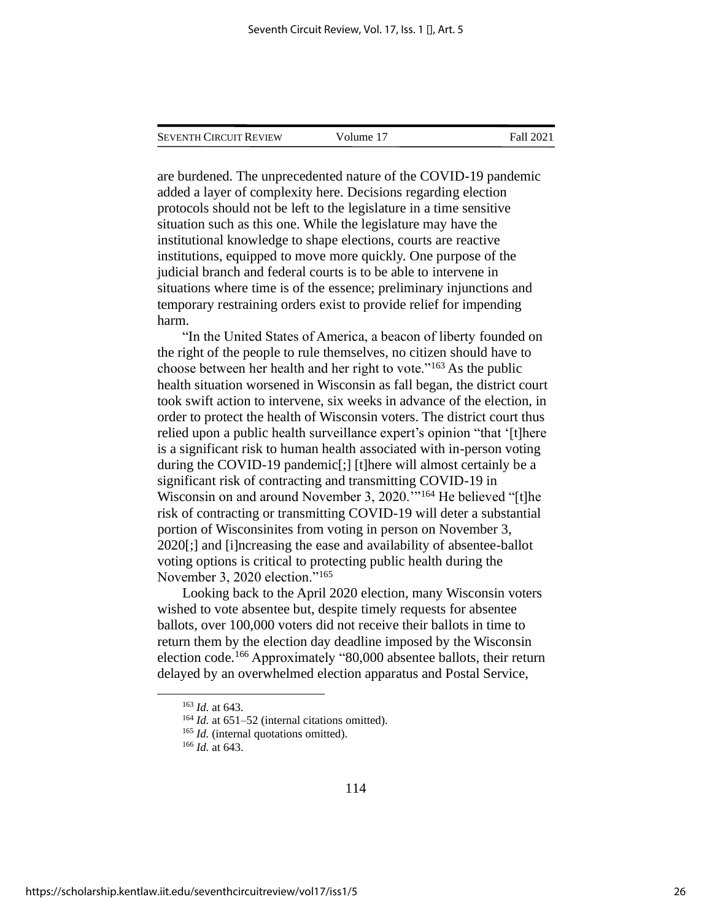are burdened. The unprecedented nature of the COVID-19 pandemic added a layer of complexity here. Decisions regarding election protocols should not be left to the legislature in a time sensitive situation such as this one. While the legislature may have the institutional knowledge to shape elections, courts are reactive institutions, equipped to move more quickly. One purpose of the judicial branch and federal courts is to be able to intervene in situations where time is of the essence; preliminary injunctions and temporary restraining orders exist to provide relief for impending harm.

"In the United States of America, a beacon of liberty founded on the right of the people to rule themselves, no citizen should have to choose between her health and her right to vote."[163] As the public health situation worsened in Wisconsin as fall began, the district court took swift action to intervene, six weeks in advance of the election, in order to protect the health of Wisconsin voters. The district court thus relied upon a public health surveillance expert's opinion "that '[t]here is a significant risk to human health associated with in-person voting during the COVID-19 pandemic[;] [t]here will almost certainly be a significant risk of contracting and transmitting COVID-19 in Wisconsin on and around November 3, 2020.'"[164] He believed "[t]he risk of contracting or transmitting COVID-19 will deter a substantial portion of Wisconsinites from voting in person on November 3, 2020[;] and [i]ncreasing the ease and availability of absentee-ballot voting options is critical to protecting public health during the November 3, 2020 election."[165]

Looking back to the April 2020 election, many Wisconsin voters wished to vote absentee but, despite timely requests for absentee ballots, over 100,000 voters did not receive their ballots in time to return them by the election day deadline imposed by the Wisconsin election code.[166] Approximately "80,000 absentee ballots, their return delayed by an overwhelmed election apparatus and Postal Service,

---

[163] *Id.* at 643.

[164] *Id.* at 651–52 (internal citations omitted).

[165] *Id.* (internal quotations omitted).

[166] *Id.* at 643.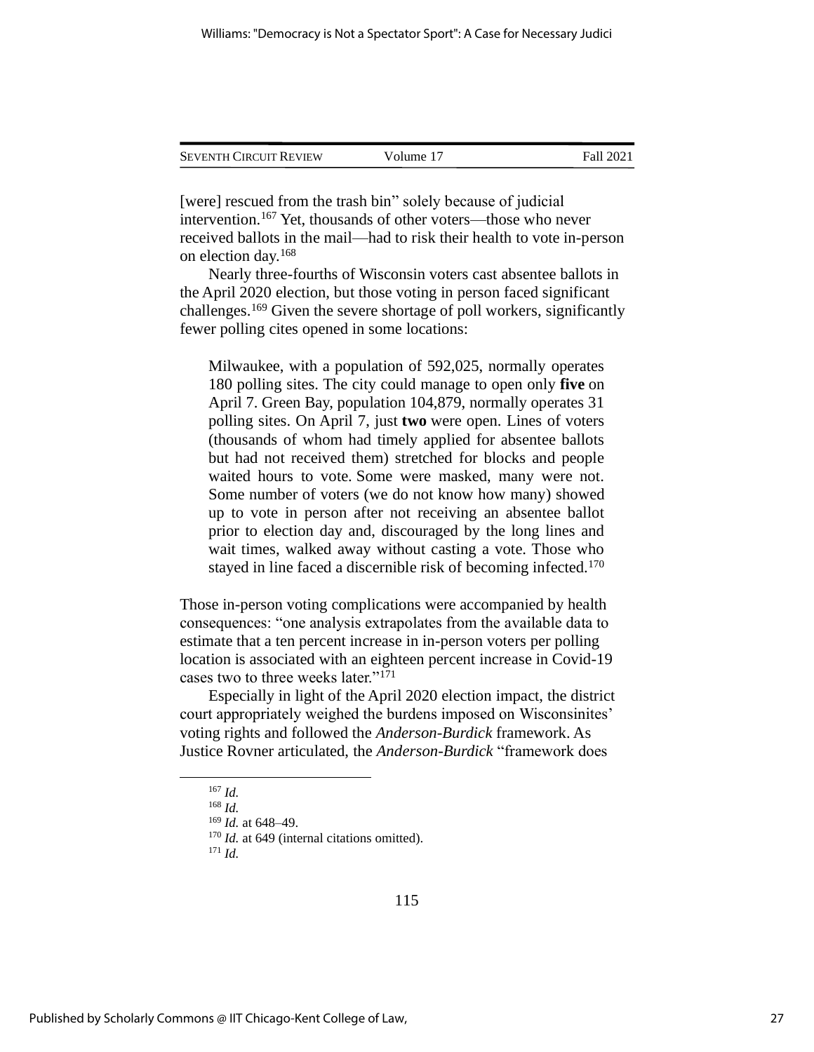[were] rescued from the trash bin" solely because of judicial intervention.[167] Yet, thousands of other voters—those who never received ballots in the mail—had to risk their health to vote in-person on election day.[168]

Nearly three-fourths of Wisconsin voters cast absentee ballots in the April 2020 election, but those voting in person faced significant challenges.[169] Given the severe shortage of poll workers, significantly fewer polling cites opened in some locations:

> Milwaukee, with a population of 592,025, normally operates 180 polling sites. The city could manage to open only **five** on April 7. Green Bay, population 104,879, normally operates 31 polling sites. On April 7, just **two** were open. Lines of voters (thousands of whom had timely applied for absentee ballots but had not received them) stretched for blocks and people waited hours to vote. Some were masked, many were not. Some number of voters (we do not know how many) showed up to vote in person after not receiving an absentee ballot prior to election day and, discouraged by the long lines and wait times, walked away without casting a vote. Those who stayed in line faced a discernible risk of becoming infected.[170]

Those in-person voting complications were accompanied by health consequences: "one analysis extrapolates from the available data to estimate that a ten percent increase in in-person voters per polling location is associated with an eighteen percent increase in Covid-19 cases two to three weeks later."[171]

Especially in light of the April 2020 election impact, the district court appropriately weighed the burdens imposed on Wisconsinites' voting rights and followed the *Anderson-Burdick* framework. As Justice Rovner articulated, the *Anderson-Burdick* "framework does

---

[167] *Id.*

[168] *Id.*

[169] *Id.* at 648–49.

[170] *Id.* at 649 (internal citations omitted).

[171] *Id.*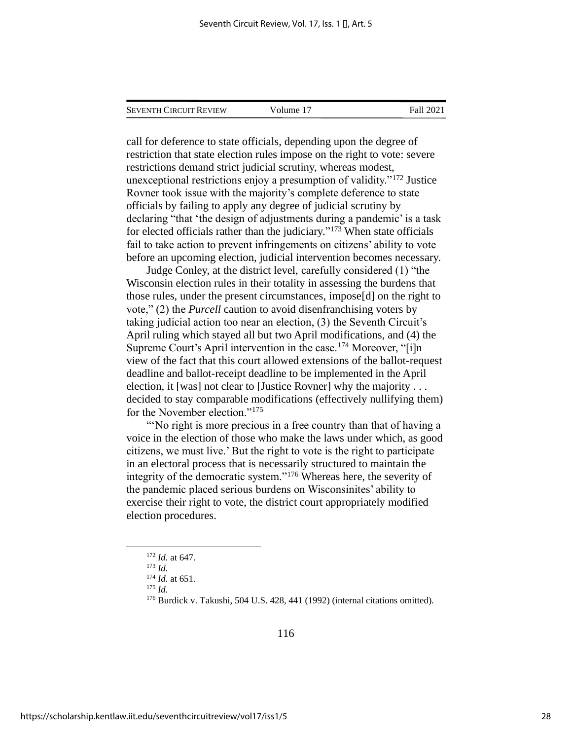call for deference to state officials, depending upon the degree of restriction that state election rules impose on the right to vote: severe restrictions demand strict judicial scrutiny, whereas modest, unexceptional restrictions enjoy a presumption of validity."[172] Justice Rovner took issue with the majority's complete deference to state officials by failing to apply any degree of judicial scrutiny by declaring "that 'the design of adjustments during a pandemic' is a task for elected officials rather than the judiciary."[173] When state officials fail to take action to prevent infringements on citizens' ability to vote before an upcoming election, judicial intervention becomes necessary.

Judge Conley, at the district level, carefully considered (1) "the Wisconsin election rules in their totality in assessing the burdens that those rules, under the present circumstances, impose[d] on the right to vote," (2) the *Purcell* caution to avoid disenfranchising voters by taking judicial action too near an election, (3) the Seventh Circuit's April ruling which stayed all but two April modifications, and (4) the Supreme Court's April intervention in the case.[174] Moreover, "[i]n view of the fact that this court allowed extensions of the ballot-request deadline and ballot-receipt deadline to be implemented in the April election, it [was] not clear to [Justice Rovner] why the majority . . . decided to stay comparable modifications (effectively nullifying them) for the November election."[175]

"'No right is more precious in a free country than that of having a voice in the election of those who make the laws under which, as good citizens, we must live.' But the right to vote is the right to participate in an electoral process that is necessarily structured to maintain the integrity of the democratic system."[176] Whereas here, the severity of the pandemic placed serious burdens on Wisconsinites' ability to exercise their right to vote, the district court appropriately modified election procedures.

---

[172] *Id.* at 647.

[173] *Id.*

[174] *Id.* at 651.

[175] *Id.*

[176] Burdick v. Takushi, 504 U.S. 428, 441 (1992) (internal citations omitted).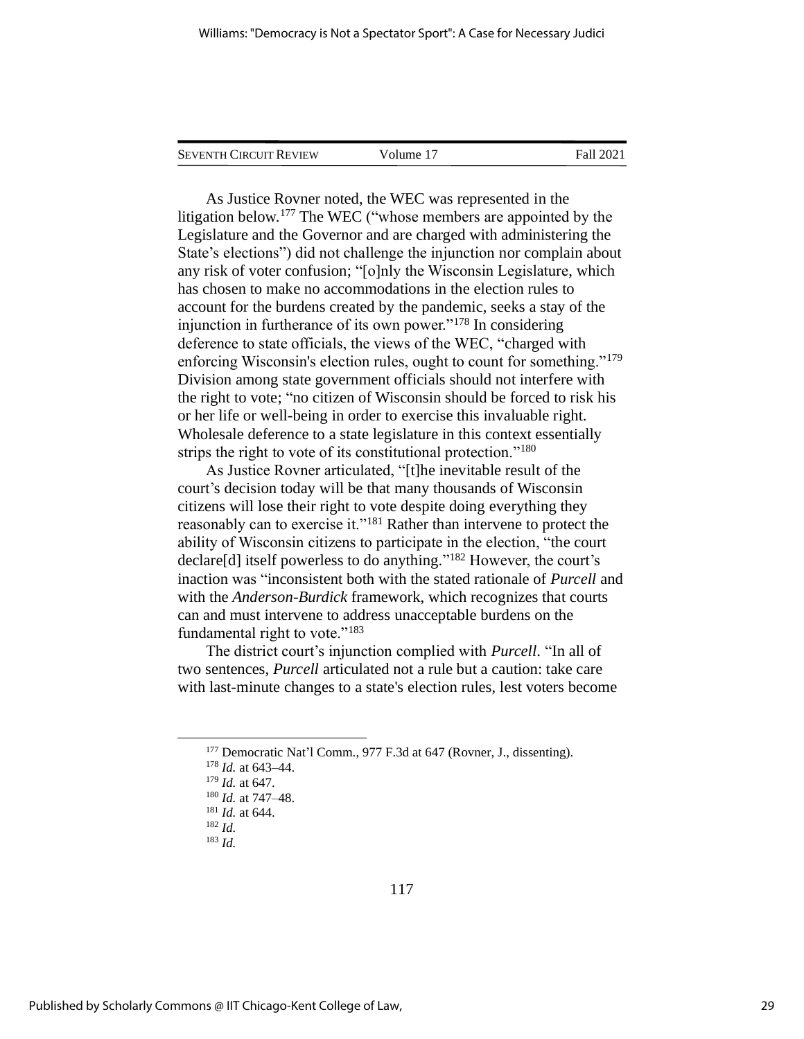As Justice Rovner noted, the WEC was represented in the litigation below.[177] The WEC ("whose members are appointed by the Legislature and the Governor and are charged with administering the State's elections") did not challenge the injunction nor complain about any risk of voter confusion; "[o]nly the Wisconsin Legislature, which has chosen to make no accommodations in the election rules to account for the burdens created by the pandemic, seeks a stay of the injunction in furtherance of its own power."[178] In considering deference to state officials, the views of the WEC, "charged with enforcing Wisconsin's election rules, ought to count for something."[179] Division among state government officials should not interfere with the right to vote; "no citizen of Wisconsin should be forced to risk his or her life or well-being in order to exercise this invaluable right. Wholesale deference to a state legislature in this context essentially strips the right to vote of its constitutional protection."[180]

As Justice Rovner articulated, "[t]he inevitable result of the court's decision today will be that many thousands of Wisconsin citizens will lose their right to vote despite doing everything they reasonably can to exercise it."[181] Rather than intervene to protect the ability of Wisconsin citizens to participate in the election, "the court declare[d] itself powerless to do anything."[182] However, the court's inaction was "inconsistent both with the stated rationale of *Purcell* and with the *Anderson-Burdick* framework, which recognizes that courts can and must intervene to address unacceptable burdens on the fundamental right to vote."[183]

The district court's injunction complied with *Purcell*. "In all of two sentences, *Purcell* articulated not a rule but a caution: take care with last-minute changes to a state's election rules, lest voters become

---

[177] Democratic Nat'l Comm., 977 F.3d at 647 (Rovner, J., dissenting).
[178] *Id.* at 643–44.
[179] *Id.* at 647.
[180] *Id.* at 747–48.
[181] *Id.* at 644.
[182] *Id.*
[183] *Id.*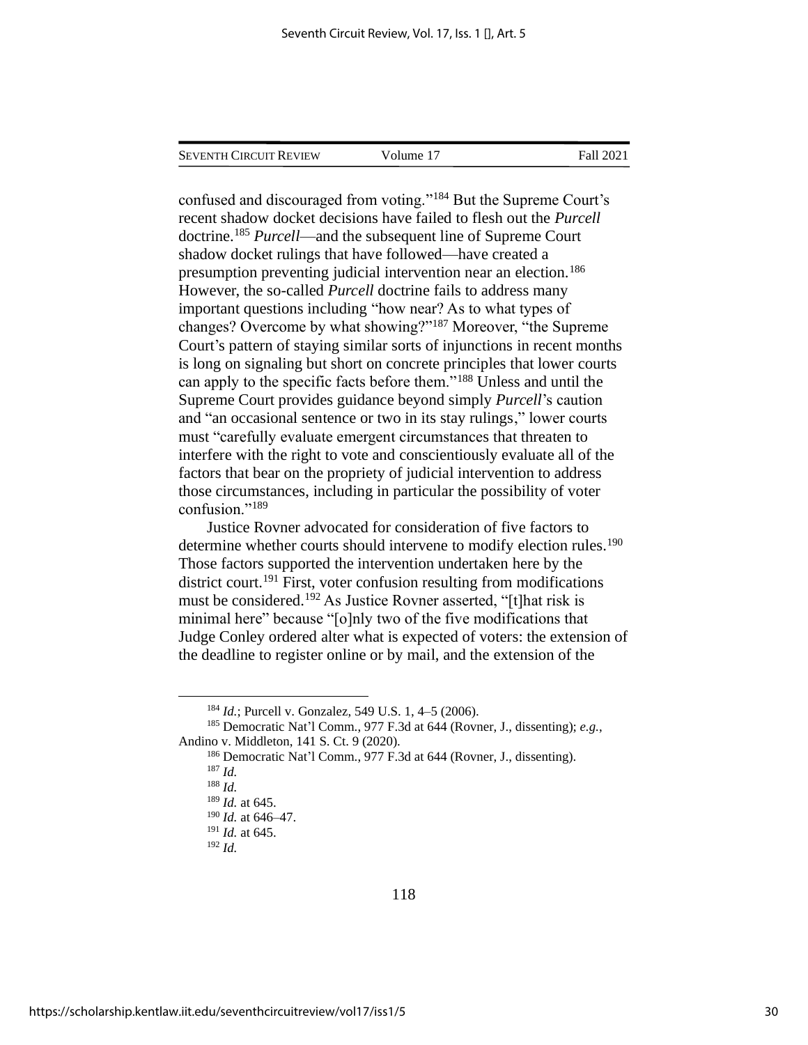confused and discouraged from voting."[184] But the Supreme Court's recent shadow docket decisions have failed to flesh out the *Purcell* doctrine.[185] *Purcell*—and the subsequent line of Supreme Court shadow docket rulings that have followed—have created a presumption preventing judicial intervention near an election.[186] However, the so-called *Purcell* doctrine fails to address many important questions including "how near? As to what types of changes? Overcome by what showing?"[187] Moreover, "the Supreme Court's pattern of staying similar sorts of injunctions in recent months is long on signaling but short on concrete principles that lower courts can apply to the specific facts before them."[188] Unless and until the Supreme Court provides guidance beyond simply *Purcell*'s caution and "an occasional sentence or two in its stay rulings," lower courts must "carefully evaluate emergent circumstances that threaten to interfere with the right to vote and conscientiously evaluate all of the factors that bear on the propriety of judicial intervention to address those circumstances, including in particular the possibility of voter confusion."[189]

Justice Rovner advocated for consideration of five factors to determine whether courts should intervene to modify election rules.[190] Those factors supported the intervention undertaken here by the district court.[191] First, voter confusion resulting from modifications must be considered.[192] As Justice Rovner asserted, "[t]hat risk is minimal here" because "[o]nly two of the five modifications that Judge Conley ordered alter what is expected of voters: the extension of the deadline to register online or by mail, and the extension of the

---

[184] *Id.*; Purcell v. Gonzalez, 549 U.S. 1, 4–5 (2006).

[185] Democratic Nat'l Comm., 977 F.3d at 644 (Rovner, J., dissenting); *e.g.*, Andino v. Middleton, 141 S. Ct. 9 (2020).

[186] Democratic Nat'l Comm., 977 F.3d at 644 (Rovner, J., dissenting).

[187] *Id.*

[188] *Id.*

[189] *Id.* at 645.

[190] *Id.* at 646–47.

[191] *Id.* at 645.

[192] *Id.*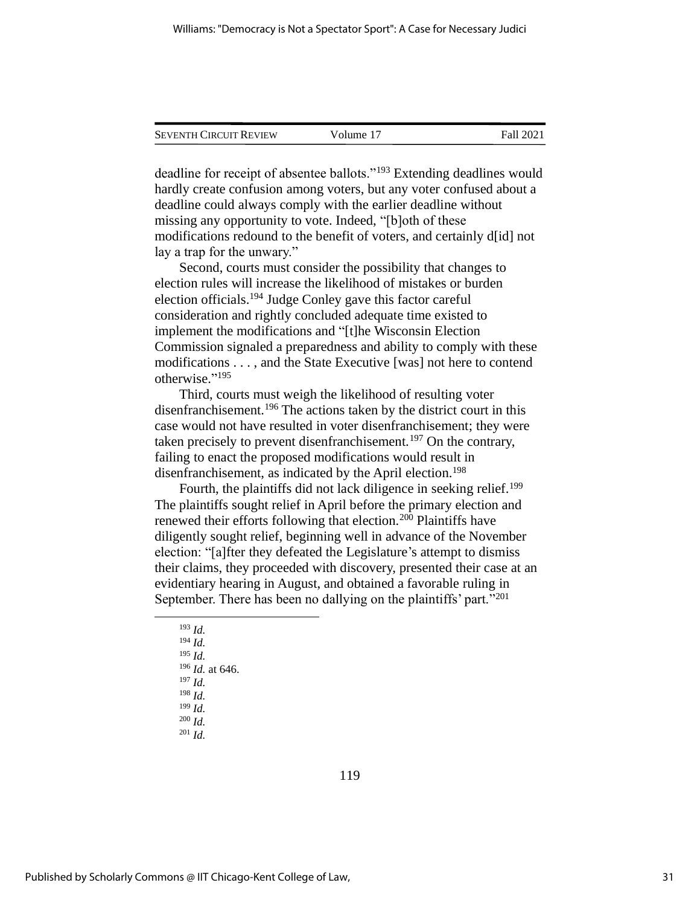deadline for receipt of absentee ballots."[193] Extending deadlines would hardly create confusion among voters, but any voter confused about a deadline could always comply with the earlier deadline without missing any opportunity to vote. Indeed, "[b]oth of these modifications redound to the benefit of voters, and certainly d[id] not lay a trap for the unwary."

Second, courts must consider the possibility that changes to election rules will increase the likelihood of mistakes or burden election officials.[194] Judge Conley gave this factor careful consideration and rightly concluded adequate time existed to implement the modifications and "[t]he Wisconsin Election Commission signaled a preparedness and ability to comply with these modifications . . . , and the State Executive [was] not here to contend otherwise."[195]

Third, courts must weigh the likelihood of resulting voter disenfranchisement.[196] The actions taken by the district court in this case would not have resulted in voter disenfranchisement; they were taken precisely to prevent disenfranchisement.[197] On the contrary, failing to enact the proposed modifications would result in disenfranchisement, as indicated by the April election.[198]

Fourth, the plaintiffs did not lack diligence in seeking relief.[199] The plaintiffs sought relief in April before the primary election and renewed their efforts following that election.[200] Plaintiffs have diligently sought relief, beginning well in advance of the November election: "[a]fter they defeated the Legislature's attempt to dismiss their claims, they proceeded with discovery, presented their case at an evidentiary hearing in August, and obtained a favorable ruling in September. There has been no dallying on the plaintiffs' part."[201]

---

[193] *Id.*
[194] *Id.*
[195] *Id.*
[196] *Id.* at 646.
[197] *Id.*
[198] *Id.*
[199] *Id.*
[200] *Id.*
[201] *Id.*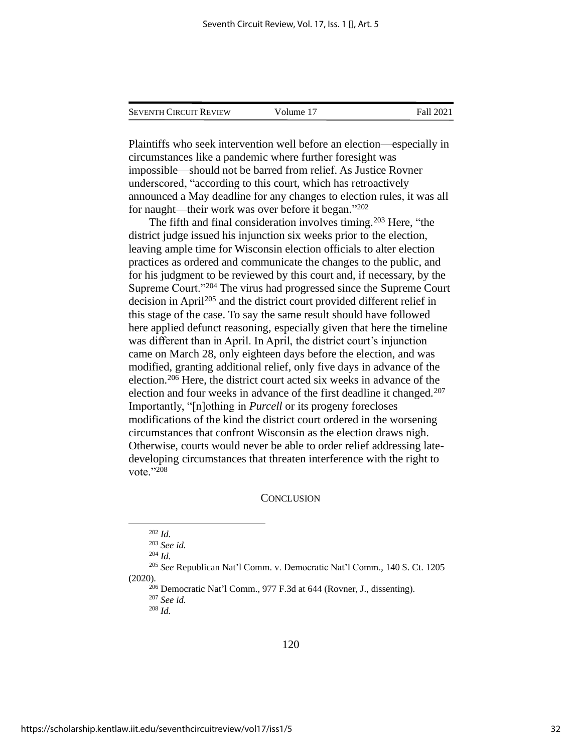Plaintiffs who seek intervention well before an election—especially in circumstances like a pandemic where further foresight was impossible—should not be barred from relief. As Justice Rovner underscored, "according to this court, which has retroactively announced a May deadline for any changes to election rules, it was all for naught—their work was over before it began."[202]

The fifth and final consideration involves timing.[203] Here, "the district judge issued his injunction six weeks prior to the election, leaving ample time for Wisconsin election officials to alter election practices as ordered and communicate the changes to the public, and for his judgment to be reviewed by this court and, if necessary, by the Supreme Court."[204] The virus had progressed since the Supreme Court decision in April[205] and the district court provided different relief in this stage of the case. To say the same result should have followed here applied defunct reasoning, especially given that here the timeline was different than in April. In April, the district court's injunction came on March 28, only eighteen days before the election, and was modified, granting additional relief, only five days in advance of the election.[206] Here, the district court acted six weeks in advance of the election and four weeks in advance of the first deadline it changed.[207] Importantly, "[n]othing in *Purcell* or its progeny forecloses modifications of the kind the district court ordered in the worsening circumstances that confront Wisconsin as the election draws nigh. Otherwise, courts would never be able to order relief addressing late-developing circumstances that threaten interference with the right to vote."[208]

## CONCLUSION

[202] *Id.*

[203] *See id.*

[204] *Id.*

[205] *See* Republican Nat'l Comm. v. Democratic Nat'l Comm., 140 S. Ct. 1205 (2020).

[206] Democratic Nat'l Comm., 977 F.3d at 644 (Rovner, J., dissenting).

[207] *See id.*

[208] *Id.*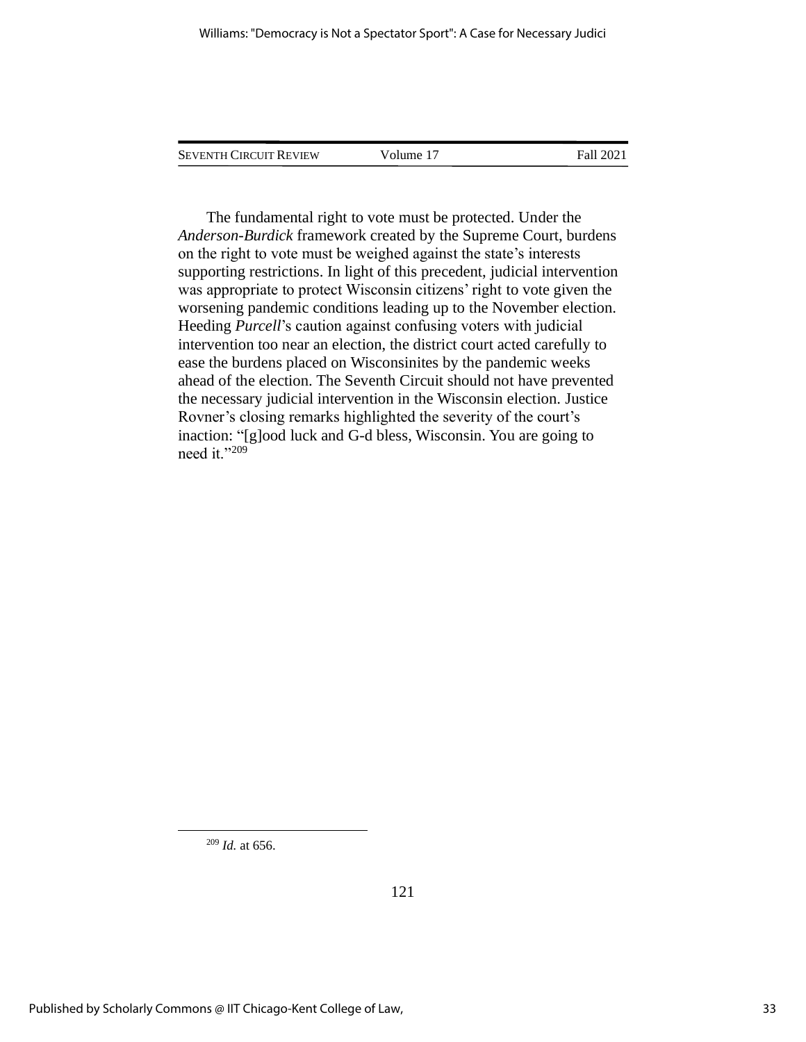The fundamental right to vote must be protected. Under the *Anderson-Burdick* framework created by the Supreme Court, burdens on the right to vote must be weighed against the state's interests supporting restrictions. In light of this precedent, judicial intervention was appropriate to protect Wisconsin citizens' right to vote given the worsening pandemic conditions leading up to the November election. Heeding *Purcell*'s caution against confusing voters with judicial intervention too near an election, the district court acted carefully to ease the burdens placed on Wisconsinites by the pandemic weeks ahead of the election. The Seventh Circuit should not have prevented the necessary judicial intervention in the Wisconsin election. Justice Rovner's closing remarks highlighted the severity of the court's inaction: "[g]ood luck and G-d bless, Wisconsin. You are going to need it."[209]

---

[209] *Id.* at 656.